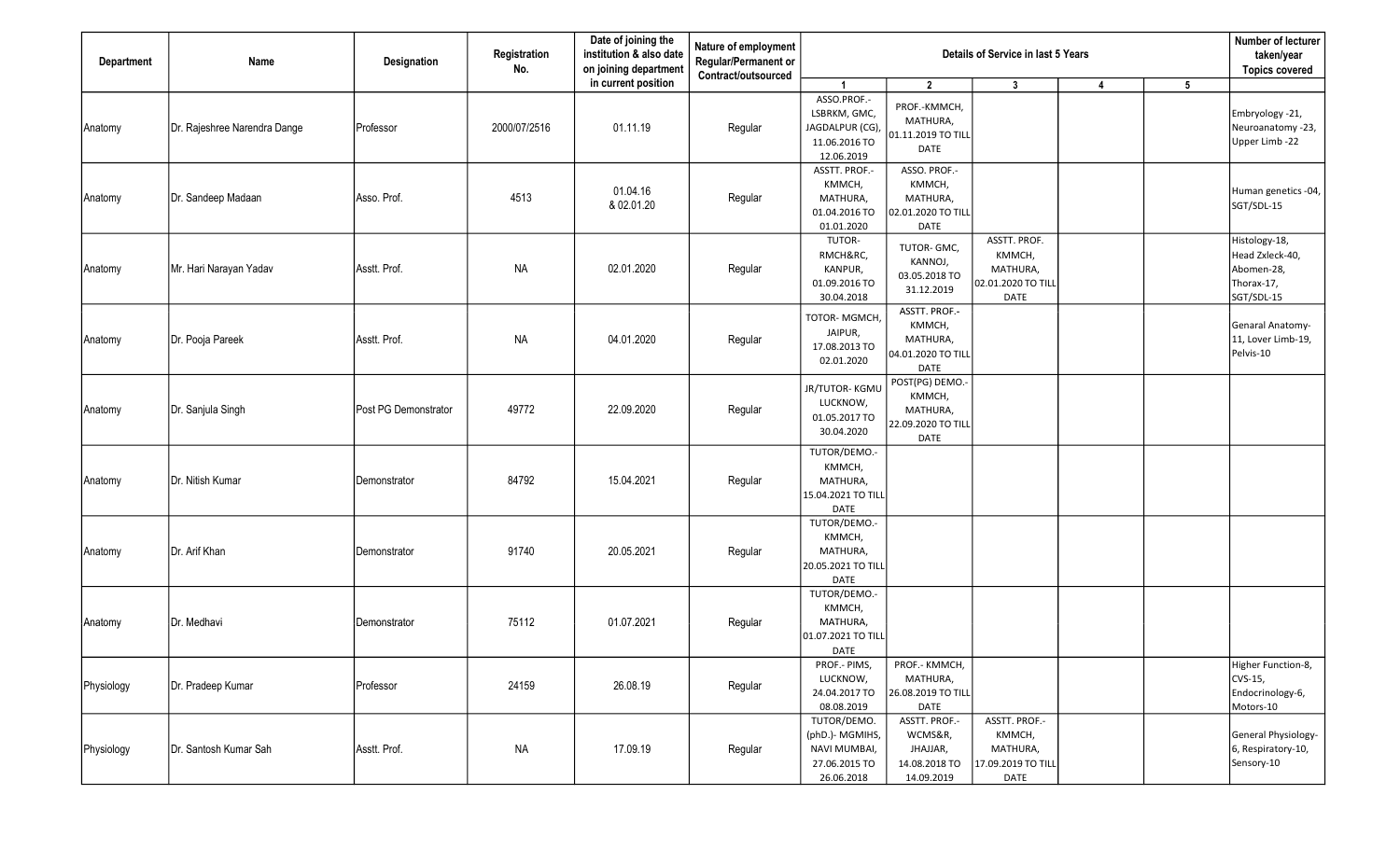| Department | Name | Designation | Registration No. | Date of joining the institution & also date on joining department in current position | Nature of employment Regular/Permanent or Contract/outsourced | Details of Service in last 5 Years | | | | | Number of lecturer taken/year Topics covered |
|---|---|---|---|---|---|---|---|---|---|---|---|
| | | | | | | 1 | 2 | 3 | 4 | 5 | |
| Anatomy | Dr. Rajeshree Narendra Dange | Professor | 2000/07/2516 | 01.11.19 | Regular | ASSO.PROF.- LSBRKM, GMC, JAGDALPUR (CG), 11.06.2016 TO 12.06.2019 | PROF.-KMMCH, MATHURA, 01.11.2019 TO TILL DATE | | | | Embryology -21, Neuroanatomy -23, Upper Limb -22 |
| Anatomy | Dr. Sandeep Madaan | Asso. Prof. | 4513 | 01.04.16 & 02.01.20 | Regular | ASSTT. PROF.- KMMCH, MATHURA, 01.04.2016 TO 01.01.2020 | ASSO. PROF.- KMMCH, MATHURA, 02.01.2020 TO TILL DATE | | | | Human genetics -04, SGT/SDL-15 |
| Anatomy | Mr. Hari Narayan Yadav | Asstt. Prof. | NA | 02.01.2020 | Regular | TUTOR- RMCH&RC, KANPUR, 01.09.2016 TO 30.04.2018 | TUTOR- GMC, KANNOJ, 03.05.2018 TO 31.12.2019 | ASSTT. PROF. KMMCH, MATHURA, 02.01.2020 TO TILL DATE | | | Histology-18, Head Zxleck-40, Abomen-28, Thorax-17, SGT/SDL-15 |
| Anatomy | Dr. Pooja Pareek | Asstt. Prof. | NA | 04.01.2020 | Regular | TOTOR- MGMCH, JAIPUR, 17.08.2013 TO 02.01.2020 | ASSTT. PROF.- KMMCH, MATHURA, 04.01.2020 TO TILL DATE | | | | Genaral Anatomy-11, Lover Limb-19, Pelvis-10 |
| Anatomy | Dr. Sanjula Singh | Post PG Demonstrator | 49772 | 22.09.2020 | Regular | JR/TUTOR- KGMU LUCKNOW, 01.05.2017 TO 30.04.2020 | POST(PG) DEMO.- KMMCH, MATHURA, 22.09.2020 TO TILL DATE | | | | |
| Anatomy | Dr. Nitish Kumar | Demonstrator | 84792 | 15.04.2021 | Regular | TUTOR/DEMO.- KMMCH, MATHURA, 15.04.2021 TO TILL DATE | | | | | |
| Anatomy | Dr. Arif Khan | Demonstrator | 91740 | 20.05.2021 | Regular | TUTOR/DEMO.- KMMCH, MATHURA, 20.05.2021 TO TILL DATE | | | | | |
| Anatomy | Dr. Medhavi | Demonstrator | 75112 | 01.07.2021 | Regular | TUTOR/DEMO.- KMMCH, MATHURA, 01.07.2021 TO TILL DATE | | | | | |
| Physiology | Dr. Pradeep Kumar | Professor | 24159 | 26.08.19 | Regular | PROF.- PIMS, LUCKNOW, 24.04.2017 TO 08.08.2019 | PROF.- KMMCH, MATHURA, 26.08.2019 TO TILL DATE | | | | Higher Function-8, CVS-15, Endocrinology-6, Motors-10 |
| Physiology | Dr. Santosh Kumar Sah | Asstt. Prof. | NA | 17.09.19 | Regular | TUTOR/DEMO. (phD.)- MGMIHS, NAVI MUMBAI, 27.06.2015 TO 26.06.2018 | ASSTT. PROF.- WCMS&R, JHAJJAR, 14.08.2018 TO 14.09.2019 | ASSTT. PROF.- KMMCH, MATHURA, 17.09.2019 TO TILL DATE | | | General Physiology-6, Respiratory-10, Sensory-10 |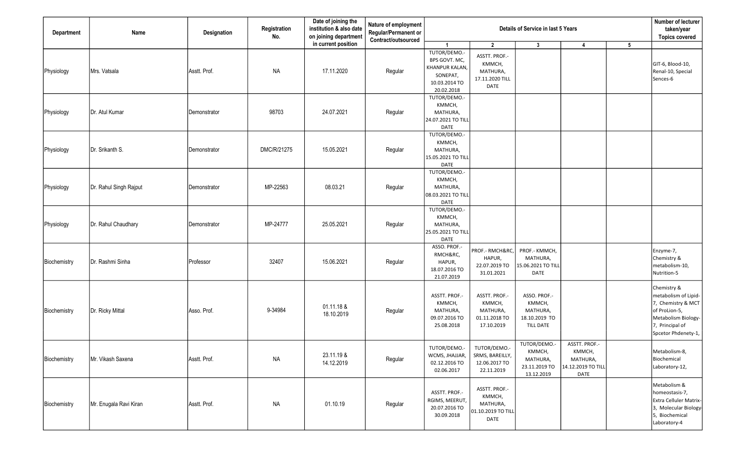| Department | Name | Designation | Registration No. | Date of joining the institution & also date on joining department in current position | Nature of employment Regular/Permanent or Contract/outsourced | Details of Service in last 5 Years | | | | | Number of lecturer taken/year Topics covered |
|---|---|---|---|---|---|---|---|---|---|---|---|
| | | | | | | 1 | 2 | 3 | 4 | 5 | |
| Physiology | Mrs. Vatsala | Asstt. Prof. | NA | 17.11.2020 | Regular | TUTOR/DEMO.- BPS GOVT. MC, KHANPUR KALAN, SONEPAT, 10.03.2014 TO 20.02.2018 | ASSTT. PROF.- KMMCH, MATHURA, 17.11.2020 TILL DATE | | | | GIT-6, Blood-10, Renal-10, Special Sences-6 |
| Physiology | Dr. Atul Kumar | Demonstrator | 98703 | 24.07.2021 | Regular | TUTOR/DEMO.- KMMCH, MATHURA, 24.07.2021 TO TILL DATE | | | | | |
| Physiology | Dr. Srikanth S. | Demonstrator | DMC/R/21275 | 15.05.2021 | Regular | TUTOR/DEMO.- KMMCH, MATHURA, 15.05.2021 TO TILL DATE | | | | | |
| Physiology | Dr. Rahul Singh Rajput | Demonstrator | MP-22563 | 08.03.21 | Regular | TUTOR/DEMO.- KMMCH, MATHURA, 08.03.2021 TO TILL DATE | | | | | |
| Physiology | Dr. Rahul Chaudhary | Demonstrator | MP-24777 | 25.05.2021 | Regular | TUTOR/DEMO.- KMMCH, MATHURA, 25.05.2021 TO TILL DATE | | | | | |
| Biochemistry | Dr. Rashmi Sinha | Professor | 32407 | 15.06.2021 | Regular | ASSO. PROF.- RMCH&RC, HAPUR, 18.07.2016 TO 21.07.2019 | PROF.- RMCH&RC, HAPUR, 22.07.2019 TO 31.01.2021 | PROF.- KMMCH, MATHURA, 15.06.2021 TO TILL DATE | | | Enzyme-7, Chemistry & metabolism-10, Nutrition-5 |
| Biochemistry | Dr. Ricky Mittal | Asso. Prof. | 9-34984 | 01.11.18 & 18.10.2019 | Regular | ASSTT. PROF.- KMMCH, MATHURA, 09.07.2016 TO 25.08.2018 | ASSTT. PROF.- KMMCH, MATHURA, 01.11.2018 TO 17.10.2019 | ASSO. PROF.- KMMCH, MATHURA, 18.10.2019 TO TILL DATE | | | Chemistry & metabolism of Lipid-7, Chemistry & MCT of ProLion-5, Metabolism Biology-7, Principal of Spcetor Phdenety-1, |
| Biochemistry | Mr. Vikash Saxena | Asstt. Prof. | NA | 23.11.19 & 14.12.2019 | Regular | TUTOR/DEMO.- WCMS, JHAJJAR, 02.12.2016 TO 02.06.2017 | TUTOR/DEMO.- SRMS, BAREILLY, 12.06.2017 TO 22.11.2019 | TUTOR/DEMO.- KMMCH, MATHURA, 23.11.2019 TO 13.12.2019 | ASSTT. PROF.- KMMCH, MATHURA, 14.12.2019 TO TILL DATE | | Metabolism-8, Biochemical Laboratory-12, |
| Biochemistry | Mr. Enugala Ravi Kiran | Asstt. Prof. | NA | 01.10.19 | Regular | ASSTT. PROF.- RGIMS, MEERUT, 20.07.2016 TO 30.09.2018 | ASSTT. PROF.- KMMCH, MATHURA, 01.10.2019 TO TILL DATE | | | | Metabolism & homeostasis-7, Extra Celluler Matrix-3, Molecular Biology-5, Biochemical Laboratory-4 |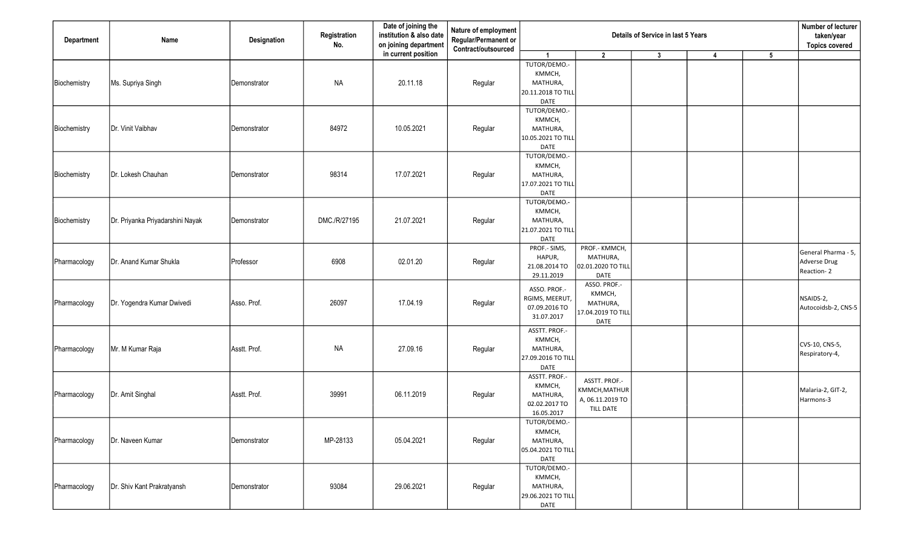| Department | Name | Designation | Registration No. | Date of joining the institution & also date on joining department in current position | Nature of employment Regular/Permanent or Contract/outsourced | Details of Service in last 5 Years | | | | | Number of lecturer taken/year Topics covered |
|---|---|---|---|---|---|---|---|---|---|---|---|
| | | | | | | 1 | 2 | 3 | 4 | 5 | |
| Biochemistry | Ms. Supriya Singh | Demonstrator | NA | 20.11.18 | Regular | TUTOR/DEMO.- KMMCH, MATHURA, 20.11.2018 TO TILL DATE | | | | | |
| Biochemistry | Dr. Vinit Vaibhav | Demonstrator | 84972 | 10.05.2021 | Regular | TUTOR/DEMO.- KMMCH, MATHURA, 10.05.2021 TO TILL DATE | | | | | |
| Biochemistry | Dr. Lokesh Chauhan | Demonstrator | 98314 | 17.07.2021 | Regular | TUTOR/DEMO.- KMMCH, MATHURA, 17.07.2021 TO TILL DATE | | | | | |
| Biochemistry | Dr. Priyanka Priyadarshini Nayak | Demonstrator | DMC./R/27195 | 21.07.2021 | Regular | TUTOR/DEMO.- KMMCH, MATHURA, 21.07.2021 TO TILL DATE | | | | | |
| Pharmacology | Dr. Anand Kumar Shukla | Professor | 6908 | 02.01.20 | Regular | PROF.- SIMS, HAPUR, 21.08.2014 TO 29.11.2019 | PROF.- KMMCH, MATHURA, 02.01.2020 TO TILL DATE | | | | General Pharma - 5, Adverse Drug Reaction- 2 |
| Pharmacology | Dr. Yogendra Kumar Dwivedi | Asso. Prof. | 26097 | 17.04.19 | Regular | ASSO. PROF.- RGIMS, MEERUT, 07.09.2016 TO 31.07.2017 | ASSO. PROF.- KMMCH, MATHURA, 17.04.2019 TO TILL DATE | | | | NSAIDS-2, Autocoidsb-2, CNS-5 |
| Pharmacology | Mr. M Kumar Raja | Asstt. Prof. | NA | 27.09.16 | Regular | ASSTT. PROF.- KMMCH, MATHURA, 27.09.2016 TO TILL DATE | | | | | CVS-10, CNS-5, Respiratory-4, |
| Pharmacology | Dr. Amit Singhal | Asstt. Prof. | 39991 | 06.11.2019 | Regular | ASSTT. PROF.- KMMCH, MATHURA, 02.02.2017 TO 16.05.2017 | ASSTT. PROF.- KMMCH,MATHURA, 06.11.2019 TO TILL DATE | | | | Malaria-2, GIT-2, Harmons-3 |
| Pharmacology | Dr. Naveen Kumar | Demonstrator | MP-28133 | 05.04.2021 | Regular | TUTOR/DEMO.- KMMCH, MATHURA, 05.04.2021 TO TILL DATE | | | | | |
| Pharmacology | Dr. Shiv Kant Prakratyansh | Demonstrator | 93084 | 29.06.2021 | Regular | TUTOR/DEMO.- KMMCH, MATHURA, 29.06.2021 TO TILL DATE | | | | | |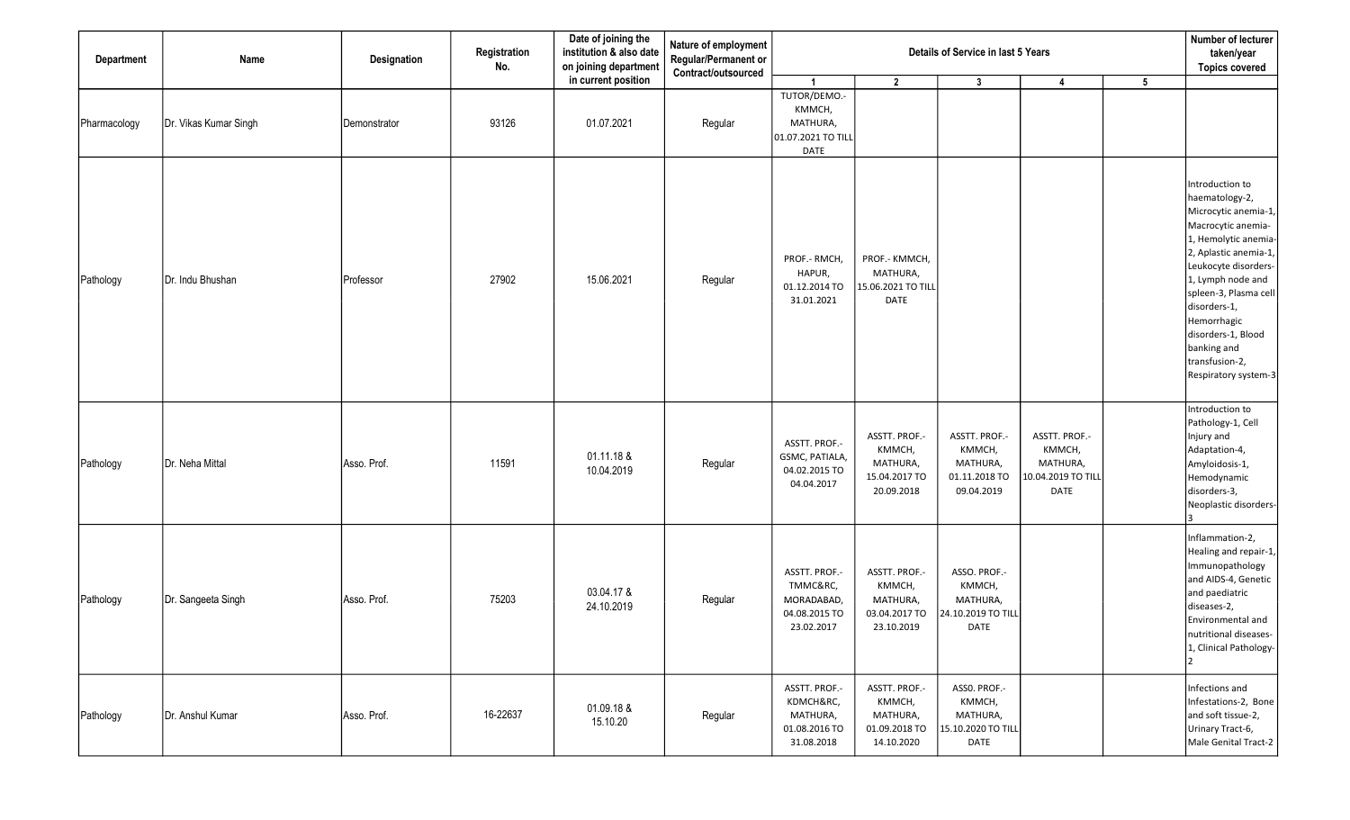| Department | Name | Designation | Registration No. | Date of joining the institution & also date on joining department in current position | Nature of employment Regular/Permanent or Contract/outsourced | Details of Service in last 5 Years | | | | | Number of lecturer taken/year Topics covered |
|---|---|---|---|---|---|---|---|---|---|---|---|
| | | | | | | 1 | 2 | 3 | 4 | 5 | |
| Pharmacology | Dr. Vikas Kumar Singh | Demonstrator | 93126 | 01.07.2021 | Regular | TUTOR/DEMO.- KMMCH, MATHURA, 01.07.2021 TO TILL DATE | | | | | |
| Pathology | Dr. Indu Bhushan | Professor | 27902 | 15.06.2021 | Regular | PROF.- RMCH, HAPUR, 01.12.2014 TO 31.01.2021 | PROF.- KMMCH, MATHURA, 15.06.2021 TO TILL DATE | | | | Introduction to haematology-2, Microcytic anemia-1, Macrocytic anemia-1, Hemolytic anemia-2, Aplastic anemia-1, Leukocyte disorders-1, Lymph node and spleen-3, Plasma cell disorders-1, Hemorrhagic disorders-1, Blood banking and transfusion-2, Respiratory system-3 |
| Pathology | Dr. Neha Mittal | Asso. Prof. | 11591 | 01.11.18 & 10.04.2019 | Regular | ASSTT. PROF.- GSMC, PATIALA, 04.02.2015 TO 04.04.2017 | ASSTT. PROF.- KMMCH, MATHURA, 15.04.2017 TO 20.09.2018 | ASSTT. PROF.- KMMCH, MATHURA, 01.11.2018 TO 09.04.2019 | ASSTT. PROF.- KMMCH, MATHURA, 10.04.2019 TO TILL DATE | | Introduction to Pathology-1, Cell Injury and Adaptation-4, Amyloidosis-1, Hemodynamic disorders-3, Neoplastic disorders-3 |
| Pathology | Dr. Sangeeta Singh | Asso. Prof. | 75203 | 03.04.17 & 24.10.2019 | Regular | ASSTT. PROF.- TMMC&RC, MORADABAD, 04.08.2015 TO 23.02.2017 | ASSTT. PROF.- KMMCH, MATHURA, 03.04.2017 TO 23.10.2019 | ASSO. PROF.- KMMCH, MATHURA, 24.10.2019 TO TILL DATE | | | Inflammation-2, Healing and repair-1, Immunopathology and AIDS-4, Genetic and paediatric diseases-2, Environmental and nutritional diseases-1, Clinical Pathology-2 |
| Pathology | Dr. Anshul Kumar | Asso. Prof. | 16-22637 | 01.09.18 & 15.10.20 | Regular | ASSTT. PROF.- KDMCH&RC, MATHURA, 01.08.2016 TO 31.08.2018 | ASSTT. PROF.- KMMCH, MATHURA, 01.09.2018 TO 14.10.2020 | ASSO. PROF.- KMMCH, MATHURA, 15.10.2020 TO TILL DATE | | | Infections and Infestations-2, Bone and soft tissue-2, Urinary Tract-6, Male Genital Tract-2 |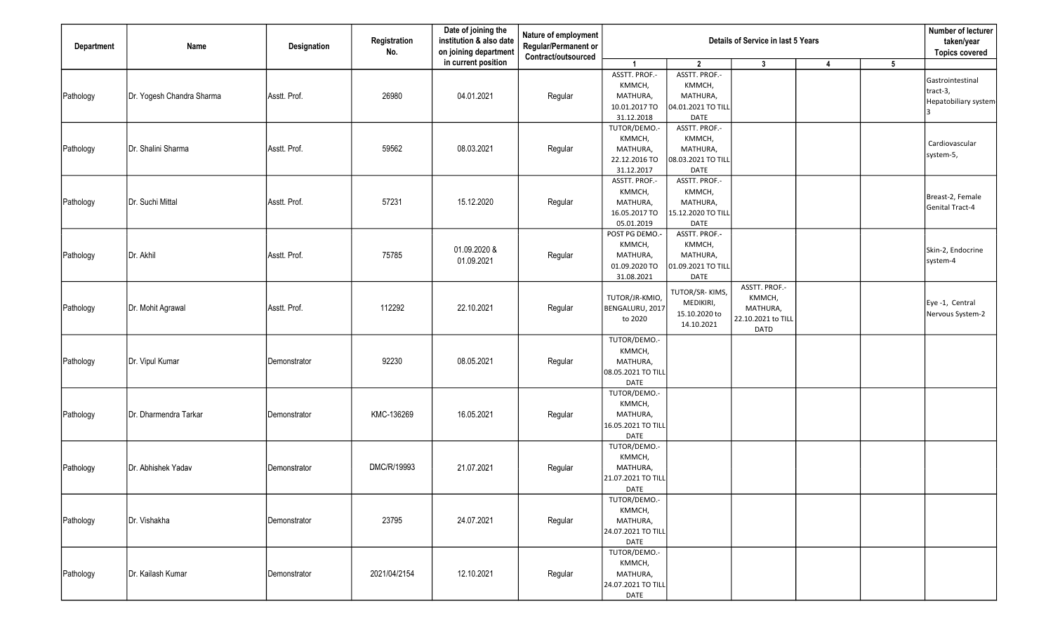| Department | Name | Designation | Registration No. | Date of joining the institution & also date on joining department in current position | Nature of employment Regular/Permanent or Contract/outsourced | Details of Service in last 5 Years | | | | | Number of lecturer taken/year Topics covered |
|---|---|---|---|---|---|---|---|---|---|---|---|
| | | | | | | 1 | 2 | 3 | 4 | 5 | |
| Pathology | Dr. Yogesh Chandra Sharma | Asstt. Prof. | 26980 | 04.01.2021 | Regular | ASSTT. PROF.- KMMCH, MATHURA, 10.01.2017 TO 31.12.2018 | ASSTT. PROF.- KMMCH, MATHURA, 04.01.2021 TO TILL DATE | | | | Gastrointestinal tract-3, Hepatobiliary system 3 |
| Pathology | Dr. Shalini Sharma | Asstt. Prof. | 59562 | 08.03.2021 | Regular | TUTOR/DEMO.- KMMCH, MATHURA, 22.12.2016 TO 31.12.2017 | ASSTT. PROF.- KMMCH, MATHURA, 08.03.2021 TO TILL DATE | | | | Cardiovascular system-5, |
| Pathology | Dr. Suchi Mittal | Asstt. Prof. | 57231 | 15.12.2020 | Regular | ASSTT. PROF.- KMMCH, MATHURA, 16.05.2017 TO 05.01.2019 | ASSTT. PROF.- KMMCH, MATHURA, 15.12.2020 TO TILL DATE | | | | Breast-2, Female Genital Tract-4 |
| Pathology | Dr. Akhil | Asstt. Prof. | 75785 | 01.09.2020 & 01.09.2021 | Regular | POST PG DEMO.- KMMCH, MATHURA, 01.09.2020 TO 31.08.2021 | ASSTT. PROF.- KMMCH, MATHURA, 01.09.2021 TO TILL DATE | | | | Skin-2, Endocrine system-4 |
| Pathology | Dr. Mohit Agrawal | Asstt. Prof. | 112292 | 22.10.2021 | Regular | TUTOR/JR-KMIO, BENGALURU, 2017 to 2020 | TUTOR/SR- KIMS, MEDIKIRI, 15.10.2020 to 14.10.2021 | ASSTT. PROF.- KMMCH, MATHURA, 22.10.2021 TO TILL DATD | | | Eye -1, Central Nervous System-2 |
| Pathology | Dr. Vipul Kumar | Demonstrator | 92230 | 08.05.2021 | Regular | TUTOR/DEMO.- KMMCH, MATHURA, 08.05.2021 TO TILL DATE | | | | | |
| Pathology | Dr. Dharmendra Tarkar | Demonstrator | KMC-136269 | 16.05.2021 | Regular | TUTOR/DEMO.- KMMCH, MATHURA, 16.05.2021 TO TILL DATE | | | | | |
| Pathology | Dr. Abhishek Yadav | Demonstrator | DMC/R/19993 | 21.07.2021 | Regular | TUTOR/DEMO.- KMMCH, MATHURA, 21.07.2021 TO TILL DATE | | | | | |
| Pathology | Dr. Vishakha | Demonstrator | 23795 | 24.07.2021 | Regular | TUTOR/DEMO.- KMMCH, MATHURA, 24.07.2021 TO TILL DATE | | | | | |
| Pathology | Dr. Kailash Kumar | Demonstrator | 2021/04/2154 | 12.10.2021 | Regular | TUTOR/DEMO.- KMMCH, MATHURA, 24.07.2021 TO TILL DATE | | | | | |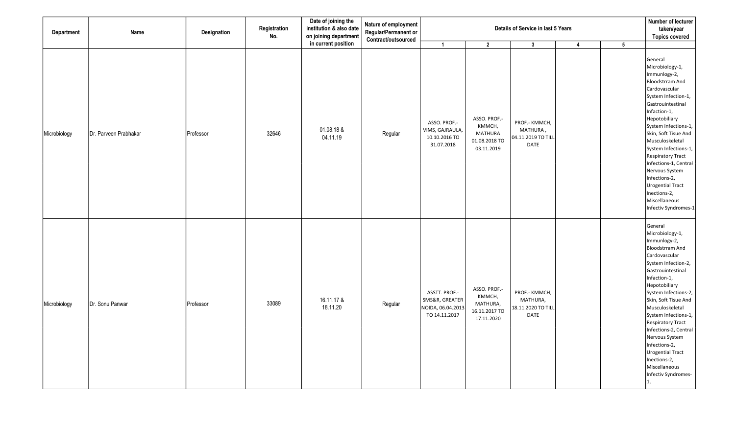| Department | Name | Designation | Registration No. | Date of joining the institution & also date on joining department in current position | Nature of employment Regular/Permanent or Contract/outsourced | Details of Service in last 5 Years | | | | | Number of lecturer taken/year Topics covered |
|---|---|---|---|---|---|---|---|---|---|---|---|
| | | | | | | 1 | 2 | 3 | 4 | 5 | |
| Microbiology | Dr. Parveen Prabhakar | Professor | 32646 | 01.08.18 & 04.11.19 | Regular | ASSO. PROF.- VIMS, GAJRAULA, 10.10.2016 TO 31.07.2018 | ASSO. PROF.- KMMCH, MATHURA 01.08.2018 TO 03.11.2019 | PROF.- KMMCH, MATHURA , 04.11.2019 TO TILL DATE | | | General Microbiology-1, Immunlogy-2, Bloodstrram And Cardovascular System Infection-1, Gastrouintestinal Infaction-1, Hepotobiliary System Infections-1, Skin, Soft Tisue And Musculoskeletal System Infections-1, Respiratory Tract Infections-1, Central Nervous System Infections-2, Urogential Tract Inections-2, Miscellaneous Infectiv Syndromes-1 |
| Microbiology | Dr. Sonu Panwar | Professor | 33089 | 16.11.17 & 18.11.20 | Regular | ASSTT. PROF.- SMS&R, GREATER NOIDA, 06.04.2013 TO 14.11.2017 | ASSO. PROF.- KMMCH, MATHURA, 16.11.2017 TO 17.11.2020 | PROF.- KMMCH, MATHURA, 18.11.2020 TO TILL DATE | | | General Microbiology-1, Immunlogy-2, Bloodstrram And Cardovascular System Infection-2, Gastrouintestinal Infaction-1, Hepotobiliary System Infections-2, Skin, Soft Tisue And Musculoskeletal System Infections-1, Respiratory Tract Infections-2, Central Nervous System Infections-2, Urogential Tract Inections-2, Miscellaneous Infectiv Syndromes-1, |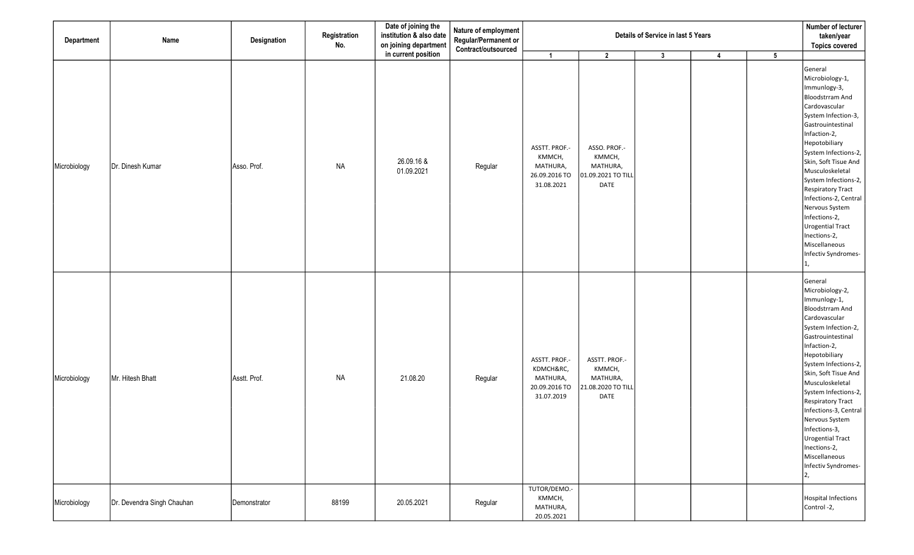| Department | Name | Designation | Registration No. | Date of joining the institution & also date on joining department in current position | Nature of employment Regular/Permanent or Contract/outsourced | Details of Service in last 5 Years | | | | | Number of lecturer taken/year Topics covered |
|---|---|---|---|---|---|---|---|---|---|---|---|
| | | | | | | 1 | 2 | 3 | 4 | 5 | |
| Microbiology | Dr. Dinesh Kumar | Asso. Prof. | NA | 26.09.16 & 01.09.2021 | Regular | ASSTT. PROF.- KMMCH, MATHURA, 26.09.2016 TO 31.08.2021 | ASSO. PROF.- KMMCH, MATHURA, 01.09.2021 TO TILL DATE | | | | General Microbiology-1, Immunlogy-3, Bloodstrram And Cardovascular System Infection-3, Gastrouintestinal Infaction-2, Hepotobiliary System Infections-2, Skin, Soft Tisue And Musculoskeletal System Infections-2, Respiratory Tract Infections-2, Central Nervous System Infections-2, Urogential Tract Inections-2, Miscellaneous Infectiv Syndromes-1, |
| Microbiology | Mr. Hitesh Bhatt | Asstt. Prof. | NA | 21.08.20 | Regular | ASSTT. PROF.- KDMCH&RC, MATHURA, 20.09.2016 TO 31.07.2019 | ASSTT. PROF.- KMMCH, MATHURA, 21.08.2020 TO TILL DATE | | | | General Microbiology-2, Immunlogy-1, Bloodstrram And Cardovascular System Infection-2, Gastrouintestinal Infaction-2, Hepotobiliary System Infections-2, Skin, Soft Tisue And Musculoskeletal System Infections-2, Respiratory Tract Infections-3, Central Nervous System Infections-3, Urogential Tract Inections-2, Miscellaneous Infectiv Syndromes-2, |
| Microbiology | Dr. Devendra Singh Chauhan | Demonstrator | 88199 | 20.05.2021 | Regular | TUTOR/DEMO.- KMMCH, MATHURA, 20.05.2021 | | | | | Hospital Infections Control -2, |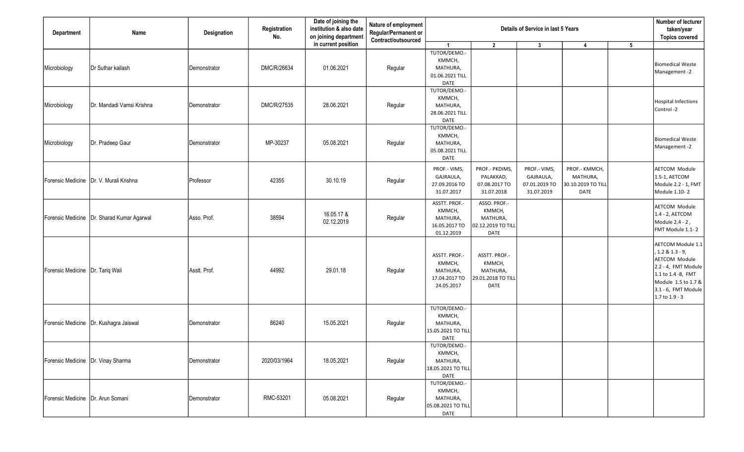| Department | Name | Designation | Registration No. | Date of joining the institution & also date on joining department in current position | Nature of employment Regular/Permanent or Contract/outsourced | Details of Service in last 5 Years | | | | | Number of lecturer taken/year Topics covered |
|---|---|---|---|---|---|---|---|---|---|---|---|
| | | | | | | 1 | 2 | 3 | 4 | 5 | |
| Microbiology | Dr Suthar kailash | Demonstrator | DMC/R/26634 | 01.06.2021 | Regular | TUTOR/DEMO.- KMMCH, MATHURA, 01.06.2021 TILL DATE | | | | | Biomedical Weste Management -2 |
| Microbiology | Dr. Mandadi Vamsi Krishna | Demonstrator | DMC/R/27535 | 28.06.2021 | Regular | TUTOR/DEMO.- KMMCH, MATHURA, 28.06.2021 TILL DATE | | | | | Hospital Infections Control -2 |
| Microbiology | Dr. Pradeep Gaur | Demonstrator | MP-30237 | 05.08.2021 | Regular | TUTOR/DEMO.- KMMCH, MATHURA, 05.08.2021 TILL DATE | | | | | Biomedical Weste Management -2 |
| Forensic Medicine | Dr. V. Murali Krishna | Professor | 42355 | 30.10.19 | Regular | PROF.- VIMS, GAJRAULA, 27.09.2016 TO 31.07.2017 | PROF.- PKDIMS, PALAKKAD, 07.08.2017 TO 31.07.2018 | PROF.- VIMS, GAJRAULA, 07.01.2019 TO 31.07.2019 | PROF.- KMMCH, MATHURA, 30.10.2019 TO TILL DATE | | AETCOM Module 1.5-1, AETCOM Module 2.2 - 1, FMT Module 1.10- 2 |
| Forensic Medicine | Dr. Sharad Kumar Agarwal | Asso. Prof. | 38594 | 16.05.17 & 02.12.2019 | Regular | ASSTT. PROF.- KMMCH, MATHURA, 16.05.2017 TO 01.12.2019 | ASSO. PROF.- KMMCH, MATHURA, 02.12.2019 TO TILL DATE | | | | AETCOM Module 1.4 - 2, AETCOM Module 2.4 - 2 , FMT Module 1.1- 2 |
| Forensic Medicine | Dr. Tariq Wali | Asstt. Prof. | 44992 | 29.01.18 | Regular | ASSTT. PROF.- KMMCH, MATHURA, 17.04.2017 TO 24.05.2017 | ASSTT. PROF.- KMMCH, MATHURA, 29.01.2018 TO TILL DATE | | | | AETCOM Module 1.1 , 1.2 & 1.3 - 9, AETCOM Module 2.2 - 4, FMT Module 1.1 to 1.4 -8, FMT Module 1.5 to 1.7 & 3.1 - 6, FMT Module 1.7 to 1.9 - 3 |
| Forensic Medicine | Dr. Kushagra Jaiswal | Demonstrator | 86240 | 15.05.2021 | Regular | TUTOR/DEMO.- KMMCH, MATHURA, 15.05.2021 TO TILL DATE | | | | | |
| Forensic Medicine | Dr. Vinay Sharma | Demonstrator | 2020/03/1964 | 18.05.2021 | Regular | TUTOR/DEMO.- KMMCH, MATHURA, 18.05.2021 TO TILL DATE | | | | | |
| Forensic Medicine | Dr. Arun Somani | Demonstrator | RMC-53201 | 05.08.2021 | Regular | TUTOR/DEMO.- KMMCH, MATHURA, 05.08.2021 TO TILL DATE | | | | | |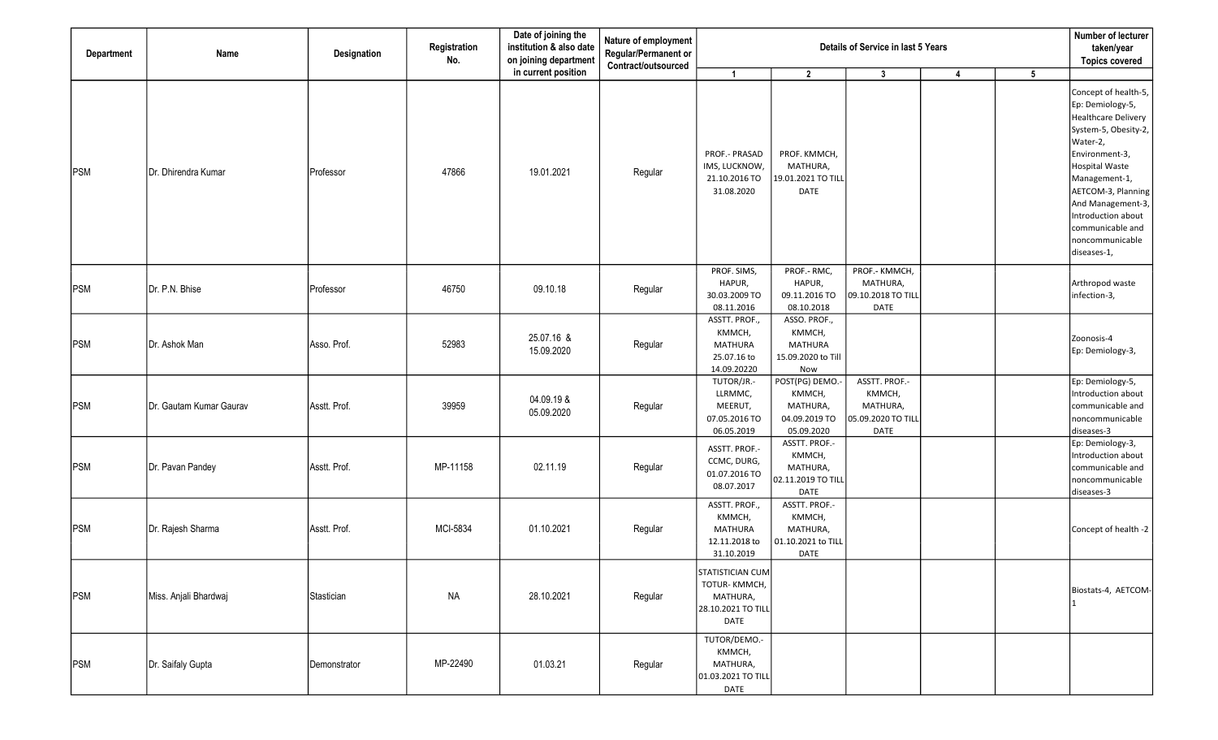| Department | Name | Designation | Registration No. | Date of joining the institution & also date on joining department in current position | Nature of employment Regular/Permanent or Contract/outsourced | Details of Service in last 5 Years | | | | | Number of lecturer taken/year Topics covered |
|---|---|---|---|---|---|---|---|---|---|---|---|
| | | | | | | 1 | 2 | 3 | 4 | 5 | |
| PSM | Dr. Dhirendra Kumar | Professor | 47866 | 19.01.2021 | Regular | PROF.- PRASAD IMS, LUCKNOW, 21.10.2016 TO 31.08.2020 | PROF. KMMCH, MATHURA, 19.01.2021 TO TILL DATE | | | | Concept of health-5, Ep: Demiology-5, Healthcare Delivery System-5, Obesity-2, Water-2, Environment-3, Hospital Waste Management-1, AETCOM-3, Planning And Management-3, Introduction about communicable and noncommunicable diseases-1, |
| PSM | Dr. P.N. Bhise | Professor | 46750 | 09.10.18 | Regular | PROF. SIMS, HAPUR, 30.03.2009 TO 08.11.2016 | PROF.- RMC, HAPUR, 09.11.2016 TO 08.10.2018 | PROF.- KMMCH, MATHURA, 09.10.2018 TO TILL DATE | | | Arthropod waste infection-3, |
| PSM | Dr. Ashok Man | Asso. Prof. | 52983 | 25.07.16 & 15.09.2020 | Regular | ASSTT. PROF., KMMCH, MATHURA 25.07.16 to 14.09.20220 | ASSO. PROF., KMMCH, MATHURA 15.09.2020 to Till Now | | | | Zoonosis-4 Ep: Demiology-3, |
| PSM | Dr. Gautam Kumar Gaurav | Asstt. Prof. | 39959 | 04.09.19 & 05.09.2020 | Regular | TUTOR/JR.- LLRMMC, MEERUT, 07.05.2016 TO 06.05.2019 | POST(PG) DEMO.- KMMCH, MATHURA, 04.09.2019 TO 05.09.2020 | ASSTT. PROF.- KMMCH, MATHURA, 05.09.2020 TO TILL DATE | | | Ep: Demiology-5, Introduction about communicable and noncommunicable diseases-3 |
| PSM | Dr. Pavan Pandey | Asstt. Prof. | MP-11158 | 02.11.19 | Regular | ASSTT. PROF.- CCMC, DURG, 01.07.2016 TO 08.07.2017 | ASSTT. PROF.- KMMCH, MATHURA, 02.11.2019 TO TILL DATE | | | | Ep: Demiology-3, Introduction about communicable and noncommunicable diseases-3 |
| PSM | Dr. Rajesh Sharma | Asstt. Prof. | MCI-5834 | 01.10.2021 | Regular | ASSTT. PROF., KMMCH, MATHURA 12.11.2018 to 31.10.2019 | ASSTT. PROF.- KMMCH, MATHURA, 01.10.2021 to TILL DATE | | | | Concept of health -2 |
| PSM | Miss. Anjali Bhardwaj | Stastician | NA | 28.10.2021 | Regular | STATISTICIAN CUM TOTUR- KMMCH, MATHURA, 28.10.2021 TO TILL DATE | | | | | Biostats-4, AETCOM-1 |
| PSM | Dr. Saifaly Gupta | Demonstrator | MP-22490 | 01.03.21 | Regular | TUTOR/DEMO.- KMMCH, MATHURA, 01.03.2021 TO TILL DATE | | | | | |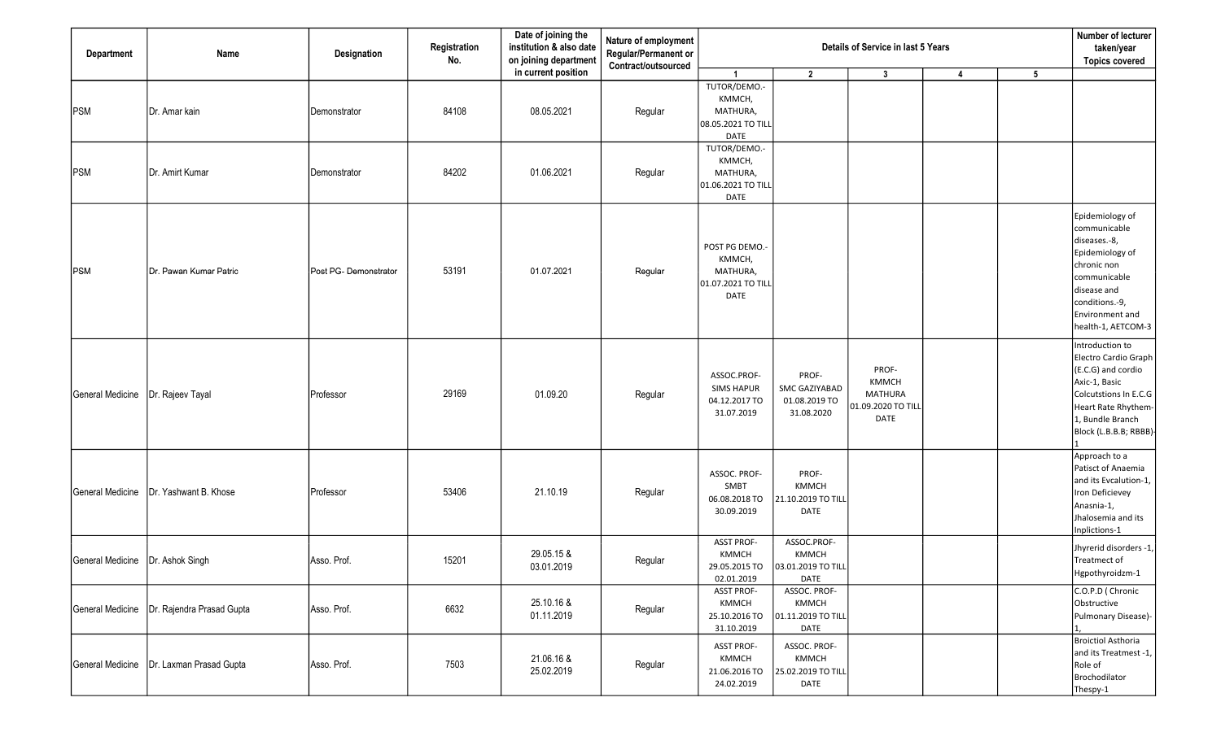| Department | Name | Designation | Registration No. | Date of joining the institution & also date on joining department in current position | Nature of employment Regular/Permanent or Contract/outsourced | Details of Service in last 5 Years | | | | | Number of lecturer taken/year Topics covered |
|---|---|---|---|---|---|---|---|---|---|---|---|
| | | | | | | 1 | 2 | 3 | 4 | 5 | |
| PSM | Dr. Amar kain | Demonstrator | 84108 | 08.05.2021 | Regular | TUTOR/DEMO.- KMMCH, MATHURA, 08.05.2021 TO TILL DATE | | | | | |
| PSM | Dr. Amirt Kumar | Demonstrator | 84202 | 01.06.2021 | Regular | TUTOR/DEMO.- KMMCH, MATHURA, 01.06.2021 TO TILL DATE | | | | | |
| PSM | Dr. Pawan Kumar Patric | Post PG- Demonstrator | 53191 | 01.07.2021 | Regular | POST PG DEMO.- KMMCH, MATHURA, 01.07.2021 TO TILL DATE | | | | | Epidemiology of communicable diseases.-8, Epidemiology of chronic non communicable disease and conditions.-9, Environment and health-1, AETCOM-3 |
| General Medicine | Dr. Rajeev Tayal | Professor | 29169 | 01.09.20 | Regular | ASSOC.PROF- SIMS HAPUR 04.12.2017 TO 31.07.2019 | PROF- SMC GAZIYABAD 01.08.2019 TO 31.08.2020 | PROF- KMMCH MATHURA 01.09.2020 TO TILL DATE | | | Introduction to Electro Cardio Graph (E.C.G) and cordio Axic-1, Basic Colcutstions In E.C.G Heart Rate Rhythem-1, Bundle Branch Block (L.B.B.B; RBBB)-1 |
| General Medicine | Dr. Yashwant B. Khose | Professor | 53406 | 21.10.19 | Regular | ASSOC. PROF- SMBT 06.08.2018 TO 30.09.2019 | PROF- KMMCH 21.10.2019 TO TILL DATE | | | | Approach to a Patisct of Anaemia and its Evcalution-1, Iron Deficievey Anasnia-1, Jhalosemia and its Inplictions-1 |
| General Medicine | Dr. Ashok Singh | Asso. Prof. | 15201 | 29.05.15 & 03.01.2019 | Regular | ASST PROF- KMMCH 29.05.2015 TO 02.01.2019 | ASSOC.PROF- KMMCH 03.01.2019 TO TILL DATE | | | | Jhyrerid disorders -1, Treatmect of Hgpothyroidzm-1 |
| General Medicine | Dr. Rajendra Prasad Gupta | Asso. Prof. | 6632 | 25.10.16 & 01.11.2019 | Regular | ASST PROF- KMMCH 25.10.2016 TO 31.10.2019 | ASSOC. PROF- KMMCH 01.11.2019 TO TILL DATE | | | | C.O.P.D ( Chronic Obstructive Pulmonary Disease)-1, |
| General Medicine | Dr. Laxman Prasad Gupta | Asso. Prof. | 7503 | 21.06.16 & 25.02.2019 | Regular | ASST PROF- KMMCH 21.06.2016 TO 24.02.2019 | ASSOC. PROF- KMMCH 25.02.2019 TO TILL DATE | | | | Broictiol Asthoria and its Treatment -1, Role of Brochodilator Thespy-1 |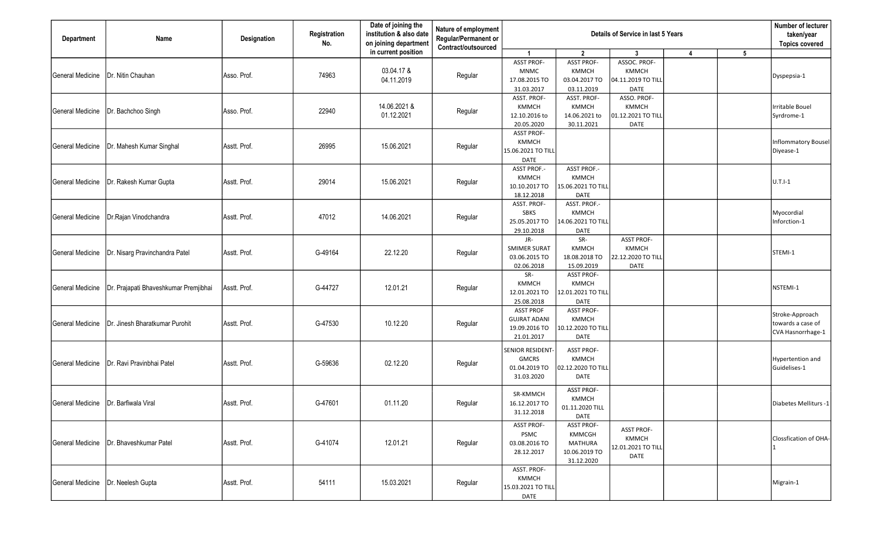| Department | Name | Designation | Registration No. | Date of joining the institution & also date on joining department in current position | Nature of employment Regular/Permanent or Contract/outsourced | Details of Service in last 5 Years | | | | | Number of lecturer taken/year Topics covered |
|---|---|---|---|---|---|---|---|---|---|---|---|
| | | | | | | 1 | 2 | 3 | 4 | 5 | |
| General Medicine | Dr. Nitin Chauhan | Asso. Prof. | 74963 | 03.04.17 & 04.11.2019 | Regular | ASST PROF- MNMC 17.08.2015 TO 31.03.2017 | ASST PROF- KMMCH 03.04.2017 TO 03.11.2019 | ASSOC. PROF- KMMCH 04.11.2019 TO TILL DATE | | | Dyspepsia-1 |
| General Medicine | Dr. Bachchoo Singh | Asso. Prof. | 22940 | 14.06.2021 & 01.12.2021 | Regular | ASST. PROF- KMMCH 12.10.2016 to 20.05.2020 | ASST. PROF- KMMCH 14.06.2021 to 30.11.2021 | ASSO. PROF- KMMCH 01.12.2021 TO TILL DATE | | | Irritable Bouel Syrdrome-1 |
| General Medicine | Dr. Mahesh Kumar Singhal | Asstt. Prof. | 26995 | 15.06.2021 | Regular | ASST PROF- KMMCH 15.06.2021 TO TILL DATE | | | | | Inflommatory Bousel Diyease-1 |
| General Medicine | Dr. Rakesh Kumar Gupta | Asstt. Prof. | 29014 | 15.06.2021 | Regular | ASST PROF.- KMMCH 10.10.2017 TO 18.12.2018 | ASST PROF.- KMMCH 15.06.2021 TO TILL DATE | | | | U.T.I-1 |
| General Medicine | Dr.Rajan Vinodchandra | Asstt. Prof. | 47012 | 14.06.2021 | Regular | ASST. PROF- SBKS 25.05.2017 TO 29.10.2018 | ASST. PROF.- KMMCH 14.06.2021 TO TILL DATE | | | | Myocordial Inforction-1 |
| General Medicine | Dr. Nisarg Pravinchandra Patel | Asstt. Prof. | G-49164 | 22.12.20 | Regular | JR- SMIMER SURAT 03.06.2015 TO 02.06.2018 | SR- KMMCH 18.08.2018 TO 15.09.2019 | ASST PROF- KMMCH 22.12.2020 TO TILL DATE | | | STEMI-1 |
| General Medicine | Dr. Prajapati Bhaveshkumar Premjibhai | Asstt. Prof. | G-44727 | 12.01.21 | Regular | SR- KMMCH 12.01.2021 TO 25.08.2018 | ASST PROF- KMMCH 12.01.2021 TO TILL DATE | | | | NSTEMI-1 |
| General Medicine | Dr. Jinesh Bharatkumar Purohit | Asstt. Prof. | G-47530 | 10.12.20 | Regular | ASST PROF GUJRAT ADANI 19.09.2016 TO 21.01.2017 | ASST PROF- KMMCH 10.12.2020 TO TILL DATE | | | | Stroke-Approach towards a case of CVA Hasnorrhage-1 |
| General Medicine | Dr. Ravi Pravinbhai Patel | Asstt. Prof. | G-59636 | 02.12.20 | Regular | SENIOR RESIDENT- GMCRS 01.04.2019 TO 31.03.2020 | ASST PROF- KMMCH 02.12.2020 TO TILL DATE | | | | Hypertention and Guidelises-1 |
| General Medicine | Dr. Barfiwala Viral | Asstt. Prof. | G-47601 | 01.11.20 | Regular | SR-KMMCH 16.12.2017 TO 31.12.2018 | ASST PROF- KMMCH 01.11.2020 TILL DATE | | | | Diabetes Mellitur s -1 |
| General Medicine | Dr. Bhaveshkumar Patel | Asstt. Prof. | G-41074 | 12.01.21 | Regular | ASST PROF- PSMC 03.08.2016 TO 28.12.2017 | ASST PROF- KMMCGH MATHURA 10.06.2019 TO 31.12.2020 | ASST PROF- KMMCH 12.01.2021 TO TILL DATE | | | Clossfication of OHA-1 |
| General Medicine | Dr. Neelesh Gupta | Asstt. Prof. | 54111 | 15.03.2021 | Regular | ASST. PROF- KMMCH 15.03.2021 TO TILL DATE | | | | | Migrain-1 |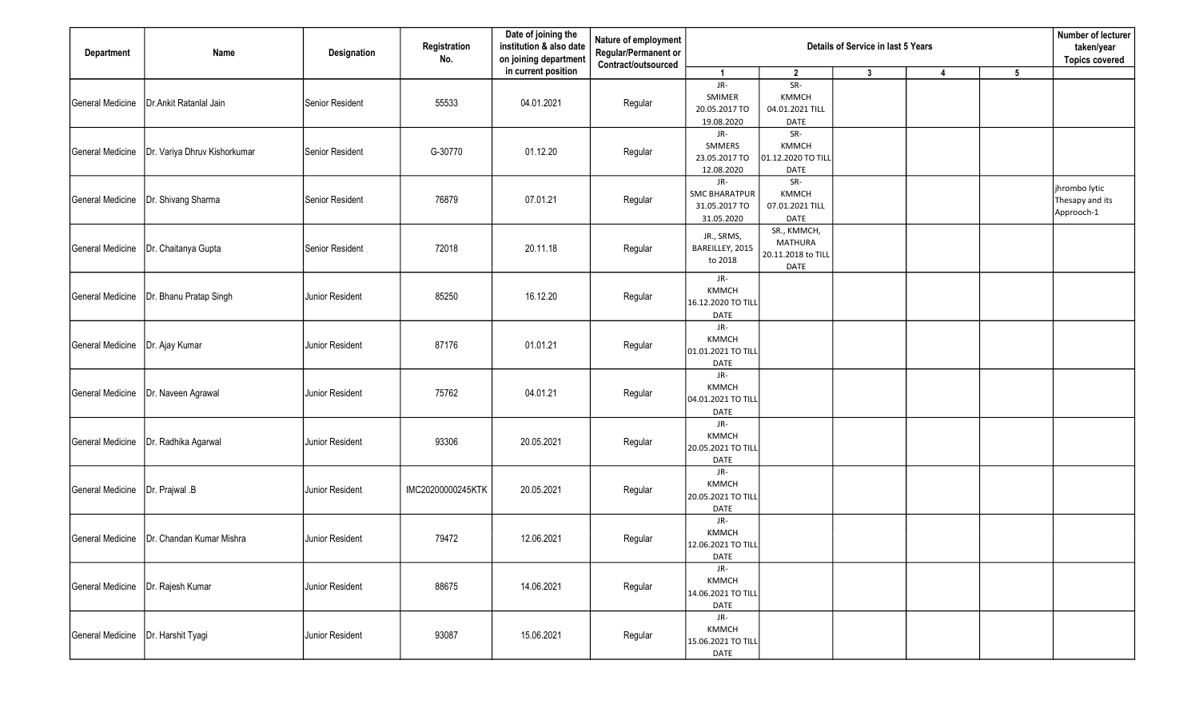| Department | Name | Designation | Registration No. | Date of joining the institution & also date on joining department in current position | Nature of employment Regular/Permanent or Contract/outsourced | Details of Service in last 5 Years | | | | | Number of lecturer taken/year Topics covered |
|---|---|---|---|---|---|---|---|---|---|---|---|
| | | | | | | 1 | 2 | 3 | 4 | 5 | |
| General Medicine | Dr.Ankit Ratanlal Jain | Senior Resident | 55533 | 04.01.2021 | Regular | JR- SMIMER 20.05.2017 TO 19.08.2020 | SR- KMMCH 04.01.2021 TILL DATE | | | | |
| General Medicine | Dr. Variya Dhruv Kishorkumar | Senior Resident | G-30770 | 01.12.20 | Regular | JR- SMMERS 23.05.2017 TO 12.08.2020 | SR- KMMCH 01.12.2020 TO TILL DATE | | | | |
| General Medicine | Dr. Shivang Sharma | Senior Resident | 76879 | 07.01.21 | Regular | JR- SMC BHARATPUR 31.05.2017 TO 31.05.2020 | SR- KMMCH 07.01.2021 TILL DATE | | | | jhrombo lytic Thesapy and its Approoch-1 |
| General Medicine | Dr. Chaitanya Gupta | Senior Resident | 72018 | 20.11.18 | Regular | JR., SRMS, BAREILLEY, 2015 to 2018 | SR., KMMCH, MATHURA 20.11.2018 to TILL DATE | | | | |
| General Medicine | Dr. Bhanu Pratap Singh | Junior Resident | 85250 | 16.12.20 | Regular | JR- KMMCH 16.12.2020 TO TILL DATE | | | | | |
| General Medicine | Dr. Ajay Kumar | Junior Resident | 87176 | 01.01.21 | Regular | JR- KMMCH 01.01.2021 TO TILL DATE | | | | | |
| General Medicine | Dr. Naveen Agrawal | Junior Resident | 75762 | 04.01.21 | Regular | JR- KMMCH 04.01.2021 TO TILL DATE | | | | | |
| General Medicine | Dr. Radhika Agarwal | Junior Resident | 93306 | 20.05.2021 | Regular | JR- KMMCH 20.05.2021 TO TILL DATE | | | | | |
| General Medicine | Dr. Prajwal .B | Junior Resident | IMC20200000245KTK | 20.05.2021 | Regular | JR- KMMCH 20.05.2021 TO TILL DATE | | | | | |
| General Medicine | Dr. Chandan Kumar Mishra | Junior Resident | 79472 | 12.06.2021 | Regular | JR- KMMCH 12.06.2021 TO TILL DATE | | | | | |
| General Medicine | Dr. Rajesh Kumar | Junior Resident | 88675 | 14.06.2021 | Regular | JR- KMMCH 14.06.2021 TO TILL DATE | | | | | |
| General Medicine | Dr. Harshit Tyagi | Junior Resident | 93087 | 15.06.2021 | Regular | JR- KMMCH 15.06.2021 TO TILL DATE | | | | | |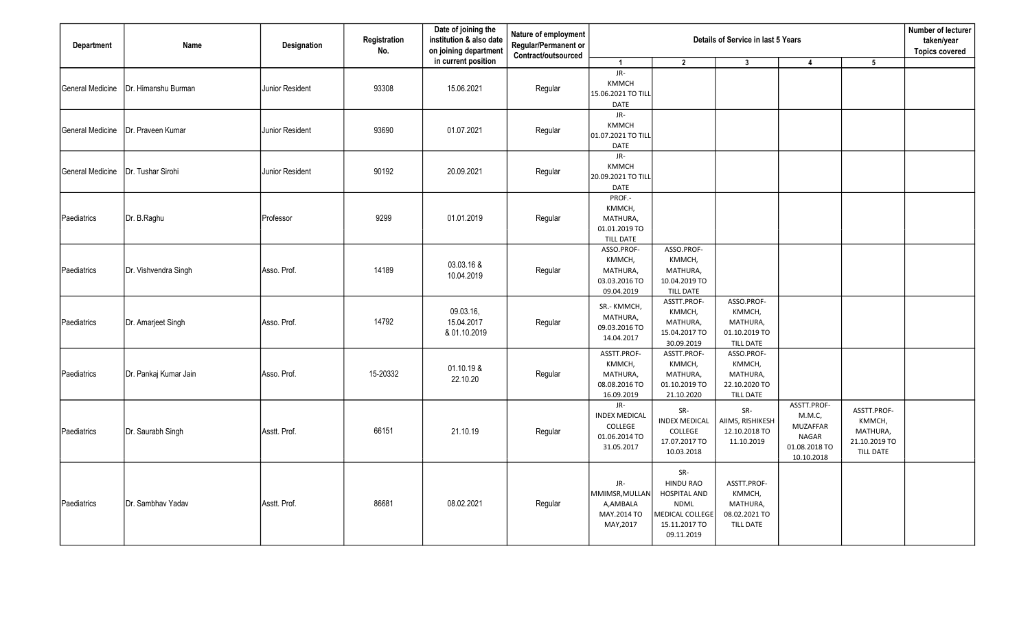| Department | Name | Designation | Registration No. | Date of joining the institution & also date on joining department in current position | Nature of employment Regular/Permanent or Contract/outsourced | Details of Service in last 5 Years | | | | | Number of lecturer taken/year Topics covered |
|---|---|---|---|---|---|---|---|---|---|---|---|
| | | | | | | 1 | 2 | 3 | 4 | 5 | |
| General Medicine | Dr. Himanshu Burman | Junior Resident | 93308 | 15.06.2021 | Regular | JR- KMMCH 15.06.2021 TO TILL DATE | | | | | |
| General Medicine | Dr. Praveen Kumar | Junior Resident | 93690 | 01.07.2021 | Regular | JR- KMMCH 01.07.2021 TO TILL DATE | | | | | |
| General Medicine | Dr. Tushar Sirohi | Junior Resident | 90192 | 20.09.2021 | Regular | JR- KMMCH 20.09.2021 TO TILL DATE | | | | | |
| Paediatrics | Dr. B.Raghu | Professor | 9299 | 01.01.2019 | Regular | PROF.- KMMCH, MATHURA, 01.01.2019 TO TILL DATE | | | | | |
| Paediatrics | Dr. Vishvendra Singh | Asso. Prof. | 14189 | 03.03.16 & 10.04.2019 | Regular | ASSO.PROF- KMMCH, MATHURA, 03.03.2016 TO 09.04.2019 | ASSO.PROF- KMMCH, MATHURA, 10.04.2019 TO TILL DATE | | | | |
| Paediatrics | Dr. Amarjeet Singh | Asso. Prof. | 14792 | 09.03.16, 15.04.2017 & 01.10.2019 | Regular | SR.- KMMCH, MATHURA, 09.03.2016 TO 14.04.2017 | ASSTT.PROF- KMMCH, MATHURA, 15.04.2017 TO 30.09.2019 | ASSO.PROF- KMMCH, MATHURA, 01.10.2019 TO TILL DATE | | | |
| Paediatrics | Dr. Pankaj Kumar Jain | Asso. Prof. | 15-20332 | 01.10.19 & 22.10.20 | Regular | ASSTT.PROF- KMMCH, MATHURA, 08.08.2016 TO 16.09.2019 | ASSTT.PROF- KMMCH, MATHURA, 01.10.2019 TO 21.10.2020 | ASSO.PROF- KMMCH, MATHURA, 22.10.2020 TO TILL DATE | | | |
| Paediatrics | Dr. Saurabh Singh | Asstt. Prof. | 66151 | 21.10.19 | Regular | JR- INDEX MEDICAL COLLEGE 01.06.2014 TO 31.05.2017 | SR- INDEX MEDICAL COLLEGE 17.07.2017 TO 10.03.2018 | SR- AIIMS, RISHIKESH 12.10.2018 TO 11.10.2019 | ASSTT.PROF- M.M.C, MUZAFFAR NAGAR 01.08.2018 TO 10.10.2018 | ASSTT.PROF- KMMCH, MATHURA, 21.10.2019 TO TILL DATE | |
| Paediatrics | Dr. Sambhav Yadav | Asstt. Prof. | 86681 | 08.02.2021 | Regular | JR- MMIMSR,MULLANA,AMBALA MAY.2014 TO MAY,2017 | SR- HINDU RAO HOSPITAL AND NDML MEDICAL COLLEGE 15.11.2017 TO 09.11.2019 | ASSTT.PROF- KMMCH, MATHURA, 08.02.2021 TO TILL DATE | | | |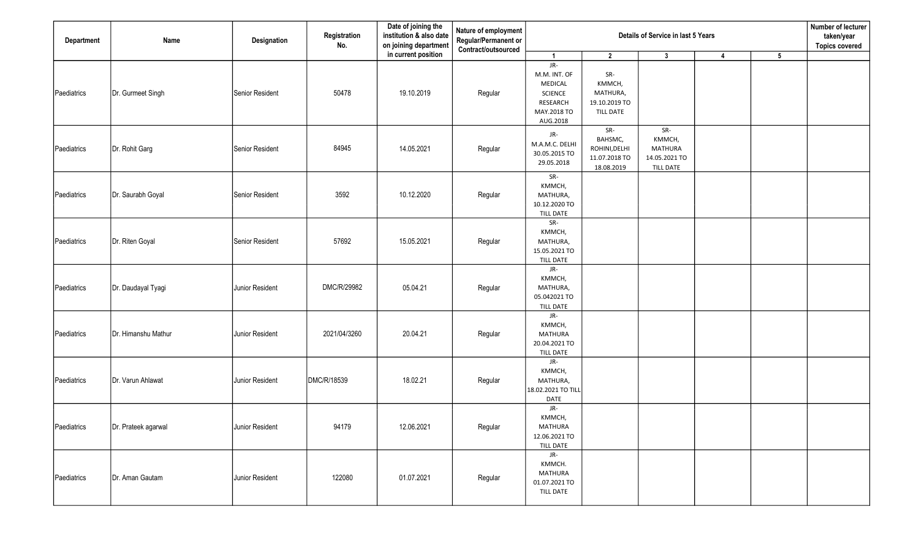| Department | Name | Designation | Registration No. | Date of joining the institution & also date on joining department in current position | Nature of employment Regular/Permanent or Contract/outsourced | Details of Service in last 5 Years | | | | | Number of lecturer taken/year Topics covered |
|---|---|---|---|---|---|---|---|---|---|---|---|
| | | | | | | 1 | 2 | 3 | 4 | 5 | |
| Paediatrics | Dr. Gurmeet Singh | Senior Resident | 50478 | 19.10.2019 | Regular | JR- M.M. INT. OF MEDICAL SCIENCE RESEARCH MAY.2018 TO AUG.2018 | SR- KMMCH, MATHURA, 19.10.2019 TO TILL DATE | | | | |
| Paediatrics | Dr. Rohit Garg | Senior Resident | 84945 | 14.05.2021 | Regular | JR- M.A.M.C. DELHI 30.05.2015 TO 29.05.2018 | SR- BAHSMC, ROHINI,DELHI 11.07.2018 TO 18.08.2019 | SR- KMMCH, MATHURA 14.05.2021 TO TILL DATE | | | |
| Paediatrics | Dr. Saurabh Goyal | Senior Resident | 3592 | 10.12.2020 | Regular | SR- KMMCH, MATHURA, 10.12.2020 TO TILL DATE | | | | | |
| Paediatrics | Dr. Riten Goyal | Senior Resident | 57692 | 15.05.2021 | Regular | SR- KMMCH, MATHURA, 15.05.2021 TO TILL DATE | | | | | |
| Paediatrics | Dr. Daudayal Tyagi | Junior Resident | DMC/R/29982 | 05.04.21 | Regular | JR- KMMCH, MATHURA, 05.042021 TO TILL DATE | | | | | |
| Paediatrics | Dr. Himanshu Mathur | Junior Resident | 2021/04/3260 | 20.04.21 | Regular | JR- KMMCH, MATHURA 20.04.2021 TO TILL DATE | | | | | |
| Paediatrics | Dr. Varun Ahlawat | Junior Resident | DMC/R/18539 | 18.02.21 | Regular | JR- KMMCH, MATHURA, 18.02.2021 TO TILL DATE | | | | | |
| Paediatrics | Dr. Prateek agarwal | Junior Resident | 94179 | 12.06.2021 | Regular | JR- KMMCH, MATHURA 12.06.2021 TO TILL DATE | | | | | |
| Paediatrics | Dr. Aman Gautam | Junior Resident | 122080 | 01.07.2021 | Regular | JR- KMMCH. MATHURA 01.07.2021 TO TILL DATE | | | | | |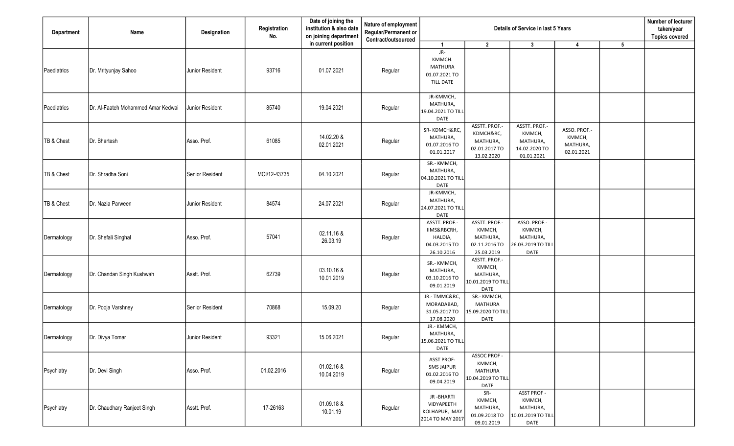| Department | Name | Designation | Registration No. | Date of joining the institution & also date on joining department in current position | Nature of employment Regular/Permanent or Contract/outsourced | Details of Service in last 5 Years | | | | | Number of lecturer taken/year Topics covered |
|---|---|---|---|---|---|---|---|---|---|---|---|
| | | | | | | 1 | 2 | 3 | 4 | 5 | |
| Paediatrics | Dr. Mrityunjay Sahoo | Junior Resident | 93716 | 01.07.2021 | Regular | JR- KMMCH. MATHURA 01.07.2021 TO TILL DATE | | | | | |
| Paediatrics | Dr. Al-Faateh Mohammed Amar Kedwai | Junior Resident | 85740 | 19.04.2021 | Regular | JR-KMMCH, MATHURA, 19.04.2021 TO TILL DATE | | | | | |
| TB & Chest | Dr. Bhartesh | Asso. Prof. | 61085 | 14.02.20 & 02.01.2021 | Regular | SR- KDMCH&RC, MATHURA, 01.07.2016 TO 01.01.2017 | ASSTT. PROF.- KDMCH&RC, MATHURA, 02.01.2017 TO 13.02.2020 | ASSTT. PROF.- KMMCH, MATHURA, 14.02.2020 TO 01.01.2021 | ASSO. PROF.- KMMCH, MATHURA, 02.01.2021 | | |
| TB & Chest | Dr. Shradha Soni | Senior Resident | MCI/12-43735 | 04.10.2021 | Regular | SR.- KMMCH, MATHURA, 04.10.2021 TO TILL DATE | | | | | |
| TB & Chest | Dr. Nazia Parween | Junior Resident | 84574 | 24.07.2021 | Regular | JR-KMMCH, MATHURA, 24.07.2021 TO TILL DATE | | | | | |
| Dermatology | Dr. Shefali Singhal | Asso. Prof. | 57041 | 02.11.16 & 26.03.19 | Regular | ASSTT. PROF.- IIMS&RBCRH, HALDIA, 04.03.2015 TO 26.10.2016 | ASSTT. PROF.- KMMCH, MATHURA, 02.11.2016 TO 25.03.2019 | ASSO. PROF.- KMMCH, MATHURA, 26.03.2019 TO TILL DATE | | | |
| Dermatology | Dr. Chandan Singh Kushwah | Asstt. Prof. | 62739 | 03.10.16 & 10.01.2019 | Regular | SR.- KMMCH, MATHURA, 03.10.2016 TO 09.01.2019 | ASSTT. PROF.- KMMCH, MATHURA, 10.01.2019 TO TILL DATE | | | | |
| Dermatology | Dr. Pooja Varshney | Senior Resident | 70868 | 15.09.20 | Regular | JR.- TMMC&RC, MORADABAD, 31.05.2017 TO 17.08.2020 | SR.- KMMCH, MATHURA 15.09.2020 TO TILL DATE | | | | |
| Dermatology | Dr. Divya Tomar | Junior Resident | 93321 | 15.06.2021 | Regular | JR.- KMMCH, MATHURA, 15.06.2021 TO TILL DATE | | | | | |
| Psychiatry | Dr. Devi Singh | Asso. Prof. | 01.02.2016 | 01.02.16 & 10.04.2019 | Regular | ASST PROF- SMS JAIPUR 01.02.2016 TO 09.04.2019 | ASSOC PROF - KMMCH, MATHURA 10.04.2019 TO TILL DATE | | | | |
| Psychiatry | Dr. Chaudhary Ranjeet Singh | Asstt. Prof. | 17-26163 | 01.09.18 & 10.01.19 | Regular | JR -BHARTI VIDYAPEETH KOLHAPUR, MAY 2014 TO MAY 2017 | SR- KMMCH, MATHURA, 01.09.2018 TO 09.01.2019 | ASST PROF - KMMCH, MATHURA, 10.01.2019 TO TILL DATE | | | |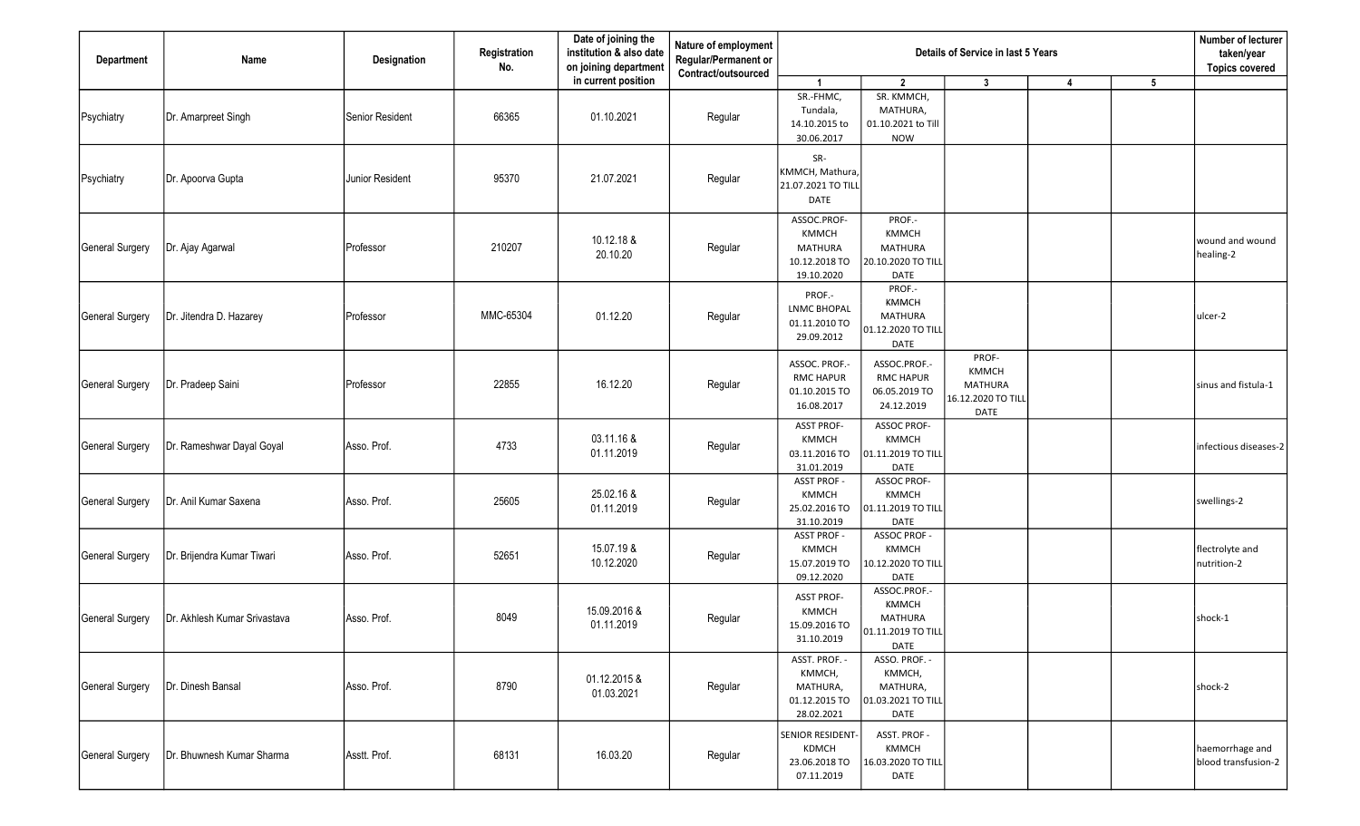| Department | Name | Designation | Registration No. | Date of joining the institution & also date on joining department in current position | Nature of employment Regular/Permanent or Contract/outsourced | Details of Service in last 5 Years | | | | | Number of lecturer taken/year Topics covered |
|---|---|---|---|---|---|---|---|---|---|---|---|
| | | | | | | 1 | 2 | 3 | 4 | 5 | |
| Psychiatry | Dr. Amarpreet Singh | Senior Resident | 66365 | 01.10.2021 | Regular | SR.-FHMC, Tundala, 14.10.2015 to 30.06.2017 | SR. KMMCH, MATHURA, 01.10.2021 to Till NOW | | | | |
| Psychiatry | Dr. Apoorva Gupta | Junior Resident | 95370 | 21.07.2021 | Regular | SR-KMMCH, Mathura, 21.07.2021 TO TILL DATE | | | | | |
| General Surgery | Dr. Ajay Agarwal | Professor | 210207 | 10.12.18 & 20.10.20 | Regular | ASSOC.PROF- KMMCH MATHURA 10.12.2018 TO 19.10.2020 | PROF.- KMMCH MATHURA 20.10.2020 TO TILL DATE | | | | wound and wound healing-2 |
| General Surgery | Dr. Jitendra D. Hazarey | Professor | MMC-65304 | 01.12.20 | Regular | PROF.- LNMC BHOPAL 01.11.2010 TO 29.09.2012 | PROF.- KMMCH MATHURA 01.12.2020 TO TILL DATE | | | | ulcer-2 |
| General Surgery | Dr. Pradeep Saini | Professor | 22855 | 16.12.20 | Regular | ASSOC. PROF.- RMC HAPUR 01.10.2015 TO 16.08.2017 | ASSOC.PROF.- RMC HAPUR 06.05.2019 TO 24.12.2019 | PROF- KMMCH MATHURA 16.12.2020 TO TILL DATE | | | sinus and fistula-1 |
| General Surgery | Dr. Rameshwar Dayal Goyal | Asso. Prof. | 4733 | 03.11.16 & 01.11.2019 | Regular | ASST PROF- KMMCH 03.11.2016 TO 31.01.2019 | ASSOC PROF- KMMCH 01.11.2019 TO TILL DATE | | | | infectious diseases-2 |
| General Surgery | Dr. Anil Kumar Saxena | Asso. Prof. | 25605 | 25.02.16 & 01.11.2019 | Regular | ASST PROF - KMMCH 25.02.2016 TO 31.10.2019 | ASSOC PROF- KMMCH 01.11.2019 TO TILL DATE | | | | swellings-2 |
| General Surgery | Dr. Brijendra Kumar Tiwari | Asso. Prof. | 52651 | 15.07.19 & 10.12.2020 | Regular | ASST PROF - KMMCH 15.07.2019 TO 09.12.2020 | ASSOC PROF - KMMCH 10.12.2020 TO TILL DATE | | | | flectrolyte and nutrition-2 |
| General Surgery | Dr. Akhlesh Kumar Srivastava | Asso. Prof. | 8049 | 15.09.2016 & 01.11.2019 | Regular | ASST PROF- KMMCH 15.09.2016 TO 31.10.2019 | ASSOC.PROF.- KMMCH MATHURA 01.11.2019 TO TILL DATE | | | | shock-1 |
| General Surgery | Dr. Dinesh Bansal | Asso. Prof. | 8790 | 01.12.2015 & 01.03.2021 | Regular | ASST. PROF. - KMMCH, MATHURA, 01.12.2015 TO 28.02.2021 | ASSO. PROF. - KMMCH, MATHURA, 01.03.2021 TO TILL DATE | | | | shock-2 |
| General Surgery | Dr. Bhuwnesh Kumar Sharma | Asstt. Prof. | 68131 | 16.03.20 | Regular | SENIOR RESIDENT- KDMCH 23.06.2018 TO 07.11.2019 | ASST. PROF - KMMCH 16.03.2020 TO TILL DATE | | | | haemorrhage and blood transfusion-2 |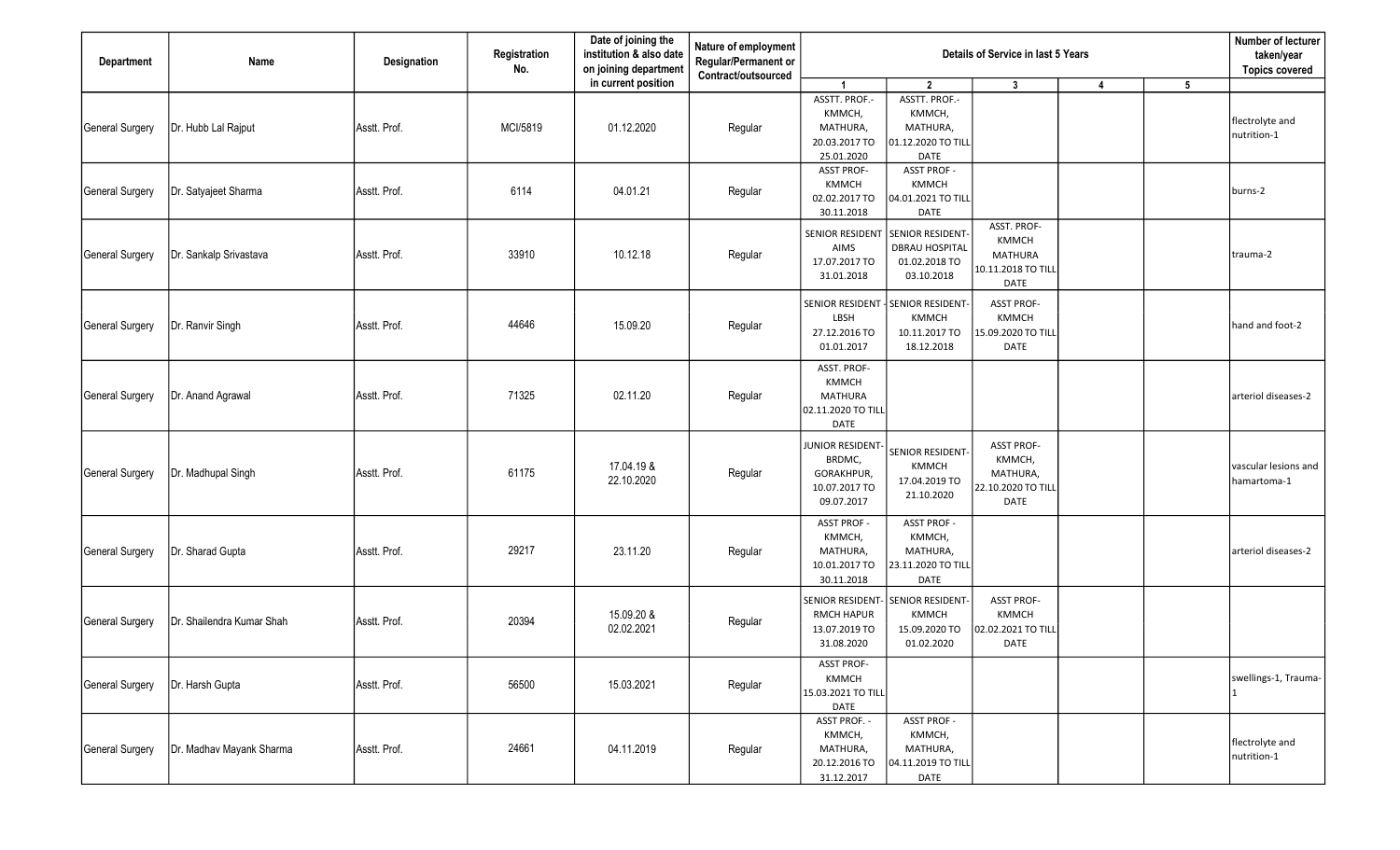| Department | Name | Designation | Registration No. | Date of joining the institution & also date on joining department in current position | Nature of employment Regular/Permanent or Contract/outsourced | Details of Service in last 5 Years | | | | | Number of lecturer taken/year Topics covered |
|---|---|---|---|---|---|---|---|---|---|---|---|
| | | | | | | 1 | 2 | 3 | 4 | 5 | |
| General Surgery | Dr. Hubb Lal Rajput | Asstt. Prof. | MCI/5819 | 01.12.2020 | Regular | ASSTT. PROF.- KMMCH, MATHURA, 20.03.2017 TO 25.01.2020 | ASSTT. PROF.- KMMCH, MATHURA, 01.12.2020 TO TILL DATE | | | | flectrolyte and nutrition-1 |
| General Surgery | Dr. Satyajeet Sharma | Asstt. Prof. | 6114 | 04.01.21 | Regular | ASST PROF- KMMCH 02.02.2017 TO 30.11.2018 | ASST PROF - KMMCH 04.01.2021 TO TILL DATE | | | | burns-2 |
| General Surgery | Dr. Sankalp Srivastava | Asstt. Prof. | 33910 | 10.12.18 | Regular | SENIOR RESIDENT AIMS 17.07.2017 TO 31.01.2018 | SENIOR RESIDENT- DBRAU HOSPITAL 01.02.2018 TO 03.10.2018 | ASST. PROF- KMMCH MATHURA 10.11.2018 TO TILL DATE | | | trauma-2 |
| General Surgery | Dr. Ranvir Singh | Asstt. Prof. | 44646 | 15.09.20 | Regular | SENIOR RESIDENT - LBSH 27.12.2016 TO 01.01.2017 | SENIOR RESIDENT- KMMCH 10.11.2017 TO 18.12.2018 | ASST PROF- KMMCH 15.09.2020 TO TILL DATE | | | hand and foot-2 |
| General Surgery | Dr. Anand Agrawal | Asstt. Prof. | 71325 | 02.11.20 | Regular | ASST. PROF- KMMCH MATHURA 02.11.2020 TO TILL DATE | | | | | arteriol diseases-2 |
| General Surgery | Dr. Madhupal Singh | Asstt. Prof. | 61175 | 17.04.19 & 22.10.2020 | Regular | JUNIOR RESIDENT- BRDMC, GORAKHPUR, 10.07.2017 TO 09.07.2017 | SENIOR RESIDENT- KMMCH 17.04.2019 TO 21.10.2020 | ASST PROF- KMMCH, MATHURA, 22.10.2020 TO TILL DATE | | | vascular lesions and hamartoma-1 |
| General Surgery | Dr. Sharad Gupta | Asstt. Prof. | 29217 | 23.11.20 | Regular | ASST PROF - KMMCH, MATHURA, 10.01.2017 TO 30.11.2018 | ASST PROF - KMMCH, MATHURA, 23.11.2020 TO TILL DATE | | | | arteriol diseases-2 |
| General Surgery | Dr. Shailendra Kumar Shah | Asstt. Prof. | 20394 | 15.09.20 & 02.02.2021 | Regular | SENIOR RESIDENT- RMCH HAPUR 13.07.2019 TO 31.08.2020 | SENIOR RESIDENT- KMMCH 15.09.2020 TO 01.02.2020 | ASST PROF- KMMCH 02.02.2021 TO TILL DATE | | | |
| General Surgery | Dr. Harsh Gupta | Asstt. Prof. | 56500 | 15.03.2021 | Regular | ASST PROF- KMMCH 15.03.2021 TO TILL DATE | | | | | swellings-1, Trauma-1 |
| General Surgery | Dr. Madhav Mayank Sharma | Asstt. Prof. | 24661 | 04.11.2019 | Regular | ASST PROF. - KMMCH, MATHURA, 20.12.2016 TO 31.12.2017 | ASST PROF - KMMCH, MATHURA, 04.11.2019 TO TILL DATE | | | | flectrolyte and nutrition-1 |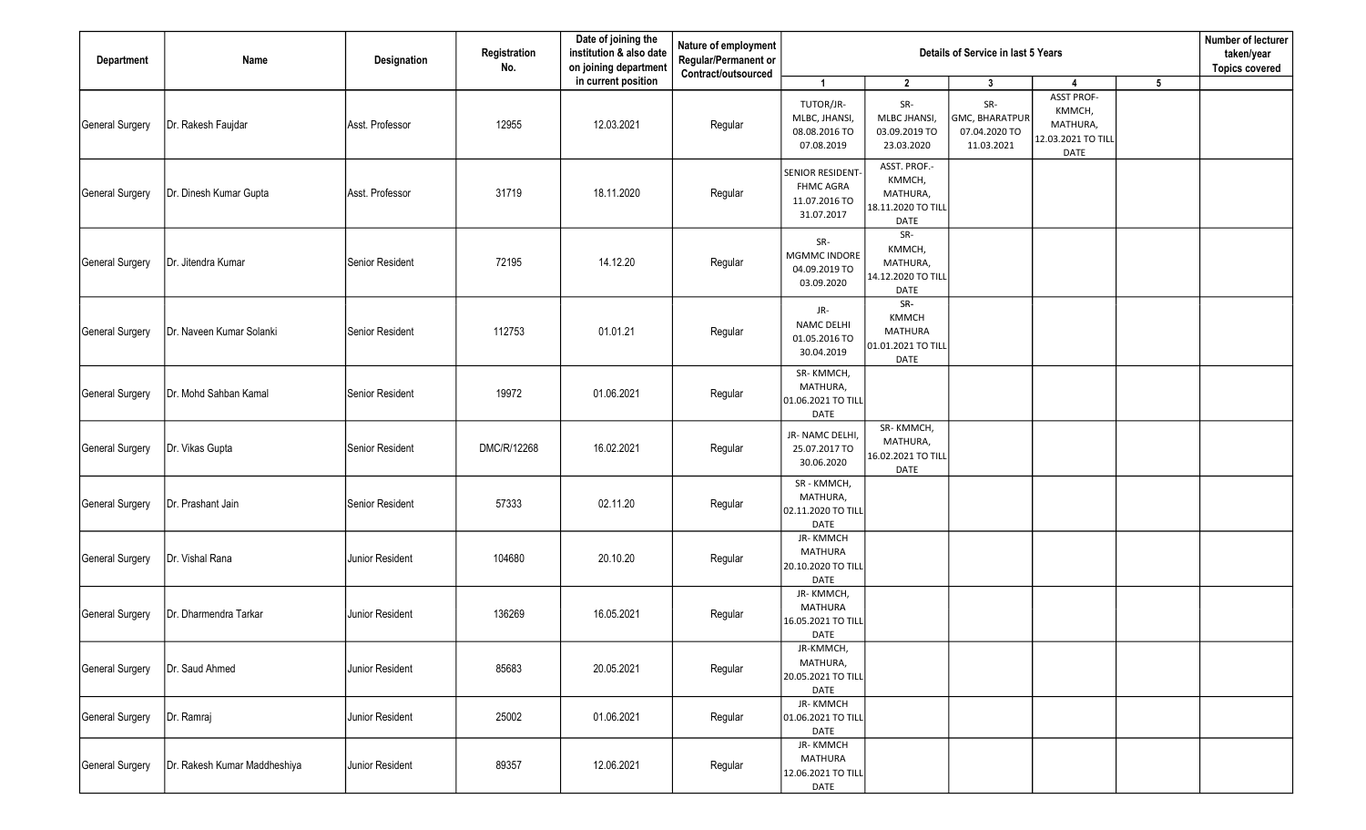| Department | Name | Designation | Registration No. | Date of joining the institution & also date on joining department in current position | Nature of employment Regular/Permanent or Contract/outsourced | Details of Service in last 5 Years | | | | | Number of lecturer taken/year Topics covered |
|---|---|---|---|---|---|---|---|---|---|---|---|
| | | | | | | 1 | 2 | 3 | 4 | 5 | |
| General Surgery | Dr. Rakesh Faujdar | Asst. Professor | 12955 | 12.03.2021 | Regular | TUTOR/JR- MLBC, JHANSI, 08.08.2016 TO 07.08.2019 | SR- MLBC JHANSI, 03.09.2019 TO 23.03.2020 | SR- GMC, BHARATPUR 07.04.2020 TO 11.03.2021 | ASST PROF- KMMCH, MATHURA, 12.03.2021 TO TILL DATE | | |
| General Surgery | Dr. Dinesh Kumar Gupta | Asst. Professor | 31719 | 18.11.2020 | Regular | SENIOR RESIDENT- FHMC AGRA 11.07.2016 TO 31.07.2017 | ASST. PROF.- KMMCH, MATHURA, 18.11.2020 TO TILL DATE | | | | |
| General Surgery | Dr. Jitendra Kumar | Senior Resident | 72195 | 14.12.20 | Regular | SR- MGMMC INDORE 04.09.2019 TO 03.09.2020 | SR- KMMCH, MATHURA, 14.12.2020 TO TILL DATE | | | | |
| General Surgery | Dr. Naveen Kumar Solanki | Senior Resident | 112753 | 01.01.21 | Regular | JR- NAMC DELHI 01.05.2016 TO 30.04.2019 | SR- KMMCH MATHURA 01.01.2021 TO TILL DATE | | | | |
| General Surgery | Dr. Mohd Sahban Kamal | Senior Resident | 19972 | 01.06.2021 | Regular | SR- KMMCH, MATHURA, 01.06.2021 TO TILL DATE | | | | | |
| General Surgery | Dr. Vikas Gupta | Senior Resident | DMC/R/12268 | 16.02.2021 | Regular | JR- NAMC DELHI, 25.07.2017 TO 30.06.2020 | SR- KMMCH, MATHURA, 16.02.2021 TO TILL DATE | | | | |
| General Surgery | Dr. Prashant Jain | Senior Resident | 57333 | 02.11.20 | Regular | SR - KMMCH, MATHURA, 02.11.2020 TO TILL DATE | | | | | |
| General Surgery | Dr. Vishal Rana | Junior Resident | 104680 | 20.10.20 | Regular | JR- KMMCH MATHURA 20.10.2020 TO TILL DATE | | | | | |
| General Surgery | Dr. Dharmendra Tarkar | Junior Resident | 136269 | 16.05.2021 | Regular | JR- KMMCH, MATHURA 16.05.2021 TO TILL DATE | | | | | |
| General Surgery | Dr. Saud Ahmed | Junior Resident | 85683 | 20.05.2021 | Regular | JR-KMMCH, MATHURA, 20.05.2021 TO TILL DATE | | | | | |
| General Surgery | Dr. Ramraj | Junior Resident | 25002 | 01.06.2021 | Regular | JR- KMMCH 01.06.2021 TO TILL DATE | | | | | |
| General Surgery | Dr. Rakesh Kumar Maddheshiya | Junior Resident | 89357 | 12.06.2021 | Regular | JR- KMMCH MATHURA 12.06.2021 TO TILL DATE | | | | | |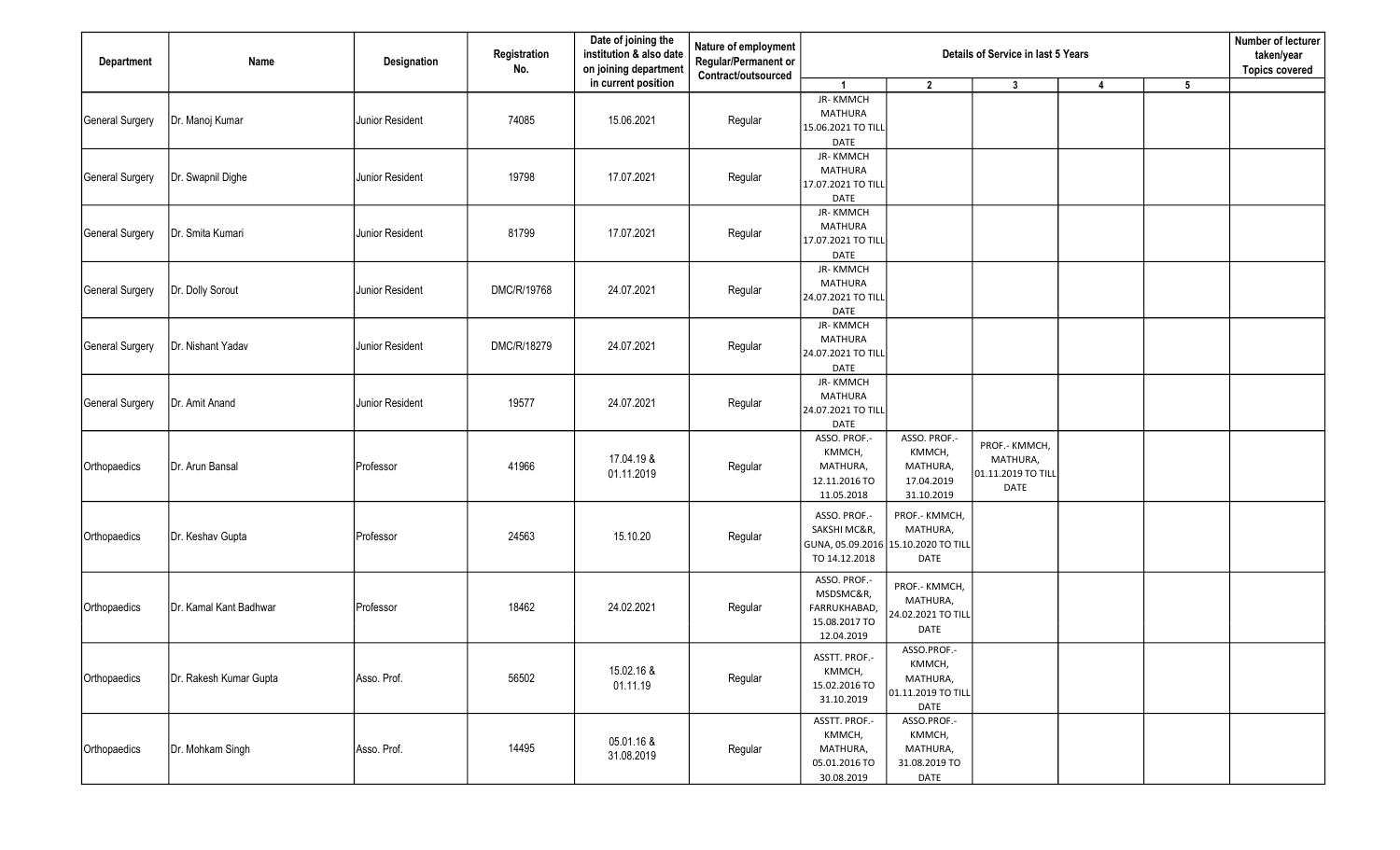| Department | Name | Designation | Registration No. | Date of joining the institution & also date on joining department in current position | Nature of employment Regular/Permanent or Contract/outsourced | Details of Service in last 5 Years | | | | | Number of lecturer taken/year Topics covered |
|---|---|---|---|---|---|---|---|---|---|---|---|
| | | | | | | 1 | 2 | 3 | 4 | 5 | |
| General Surgery | Dr. Manoj Kumar | Junior Resident | 74085 | 15.06.2021 | Regular | JR- KMMCH MATHURA 15.06.2021 TO TILL DATE | | | | | |
| General Surgery | Dr. Swapnil Dighe | Junior Resident | 19798 | 17.07.2021 | Regular | JR- KMMCH MATHURA 17.07.2021 TO TILL DATE | | | | | |
| General Surgery | Dr. Smita Kumari | Junior Resident | 81799 | 17.07.2021 | Regular | JR- KMMCH MATHURA 17.07.2021 TO TILL DATE | | | | | |
| General Surgery | Dr. Dolly Sorout | Junior Resident | DMC/R/19768 | 24.07.2021 | Regular | JR- KMMCH MATHURA 24.07.2021 TO TILL DATE | | | | | |
| General Surgery | Dr. Nishant Yadav | Junior Resident | DMC/R/18279 | 24.07.2021 | Regular | JR- KMMCH MATHURA 24.07.2021 TO TILL DATE | | | | | |
| General Surgery | Dr. Amit Anand | Junior Resident | 19577 | 24.07.2021 | Regular | JR- KMMCH MATHURA 24.07.2021 TO TILL DATE | | | | | |
| Orthopaedics | Dr. Arun Bansal | Professor | 41966 | 17.04.19 & 01.11.2019 | Regular | ASSO. PROF.- KMMCH, MATHURA, 12.11.2016 TO 11.05.2018 | ASSO. PROF.- KMMCH, MATHURA, 17.04.2019 31.10.2019 | PROF.- KMMCH, MATHURA, 01.11.2019 TO TILL DATE | | | |
| Orthopaedics | Dr. Keshav Gupta | Professor | 24563 | 15.10.20 | Regular | ASSO. PROF.- SAKSHI MC&R, GUNA, 05.09.2016 TO 14.12.2018 | PROF.- KMMCH, MATHURA, 15.10.2020 TO TILL DATE | | | | |
| Orthopaedics | Dr. Kamal Kant Badhwar | Professor | 18462 | 24.02.2021 | Regular | ASSO. PROF.- MSDSMC&R, FARRUKHABAD, 15.08.2017 TO 12.04.2019 | PROF.- KMMCH, MATHURA, 24.02.2021 TO TILL DATE | | | | |
| Orthopaedics | Dr. Rakesh Kumar Gupta | Asso. Prof. | 56502 | 15.02.16 & 01.11.19 | Regular | ASSTT. PROF.- KMMCH, 15.02.2016 TO 31.10.2019 | ASSO.PROF.- KMMCH, MATHURA, 01.11.2019 TO TILL DATE | | | | |
| Orthopaedics | Dr. Mohkam Singh | Asso. Prof. | 14495 | 05.01.16 & 31.08.2019 | Regular | ASSTT. PROF.- KMMCH, MATHURA, 05.01.2016 TO 30.08.2019 | ASSO.PROF.- KMMCH, MATHURA, 31.08.2019 TO DATE | | | | |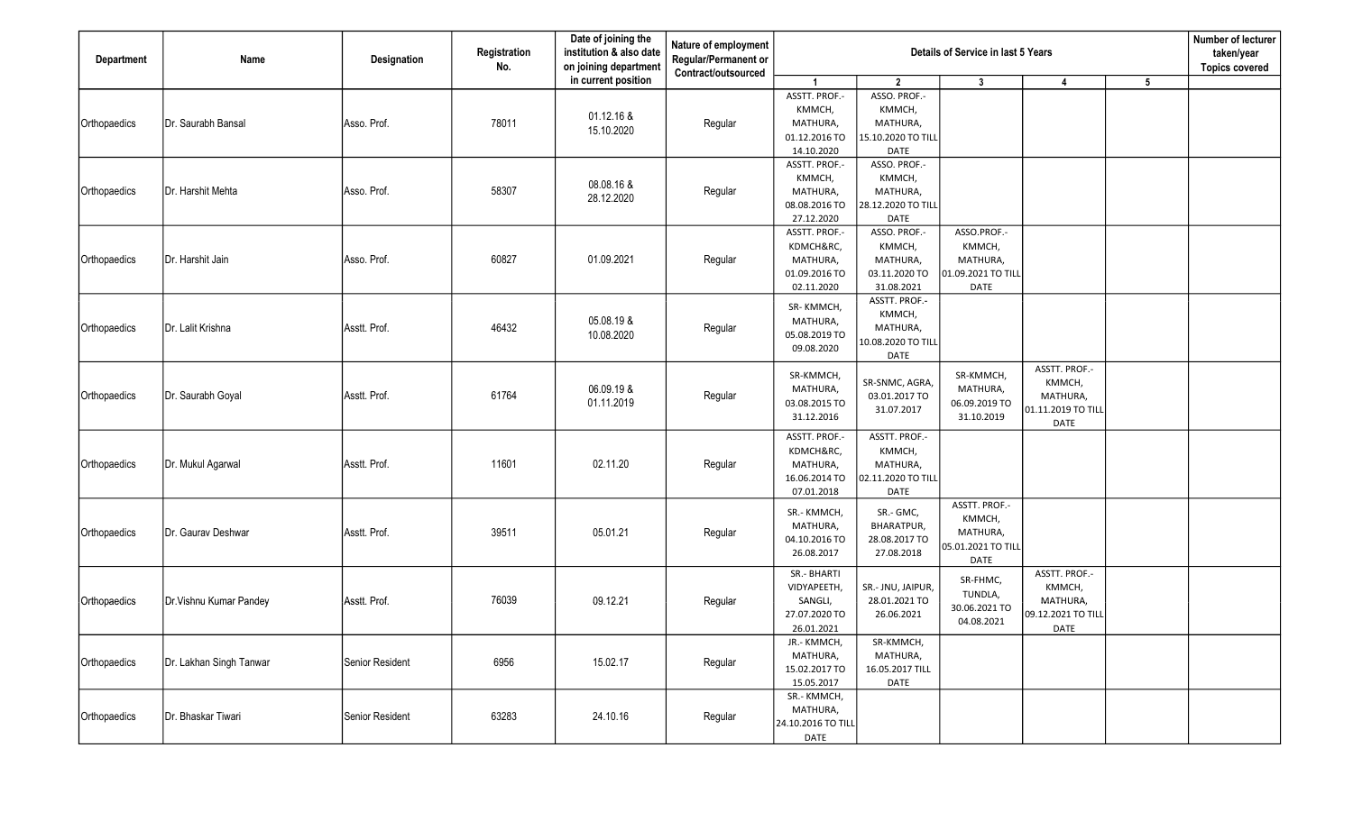| Department | Name | Designation | Registration No. | Date of joining the institution & also date on joining department in current position | Nature of employment Regular/Permanent or Contract/outsourced | Details of Service in last 5 Years | | | | | Number of lecturer taken/year Topics covered |
|---|---|---|---|---|---|---|---|---|---|---|---|
| | | | | | | 1 | 2 | 3 | 4 | 5 | |
| Orthopaedics | Dr. Saurabh Bansal | Asso. Prof. | 78011 | 01.12.16 & 15.10.2020 | Regular | ASSTT. PROF.- KMMCH, MATHURA, 01.12.2016 TO 14.10.2020 | ASSO. PROF.- KMMCH, MATHURA, 15.10.2020 TO TILL DATE | | | | |
| Orthopaedics | Dr. Harshit Mehta | Asso. Prof. | 58307 | 08.08.16 & 28.12.2020 | Regular | ASSTT. PROF.- KMMCH, MATHURA, 08.08.2016 TO 27.12.2020 | ASSO. PROF.- KMMCH, MATHURA, 28.12.2020 TO TILL DATE | | | | |
| Orthopaedics | Dr. Harshit Jain | Asso. Prof. | 60827 | 01.09.2021 | Regular | ASSTT. PROF.- KDMCH&RC, MATHURA, 01.09.2016 TO 02.11.2020 | ASSO. PROF.- KMMCH, MATHURA, 03.11.2020 TO 31.08.2021 | ASSO.PROF.- KMMCH, MATHURA, 01.09.2021 TO TILL DATE | | | |
| Orthopaedics | Dr. Lalit Krishna | Asstt. Prof. | 46432 | 05.08.19 & 10.08.2020 | Regular | SR- KMMCH, MATHURA, 05.08.2019 TO 09.08.2020 | ASSTT. PROF.- KMMCH, MATHURA, 10.08.2020 TO TILL DATE | | | | |
| Orthopaedics | Dr. Saurabh Goyal | Asstt. Prof. | 61764 | 06.09.19 & 01.11.2019 | Regular | SR-KMMCH, MATHURA, 03.08.2015 TO 31.12.2016 | SR-SNMC, AGRA, 03.01.2017 TO 31.07.2017 | SR-KMMCH, MATHURA, 06.09.2019 TO 31.10.2019 | ASSTT. PROF.- KMMCH, MATHURA, 01.11.2019 TO TILL DATE | | |
| Orthopaedics | Dr. Mukul Agarwal | Asstt. Prof. | 11601 | 02.11.20 | Regular | ASSTT. PROF.- KDMCH&RC, MATHURA, 16.06.2014 TO 07.01.2018 | ASSTT. PROF.- KMMCH, MATHURA, 02.11.2020 TO TILL DATE | | | | |
| Orthopaedics | Dr. Gaurav Deshwar | Asstt. Prof. | 39511 | 05.01.21 | Regular | SR.- KMMCH, MATHURA, 04.10.2016 TO 26.08.2017 | SR.- GMC, BHARATPUR, 28.08.2017 TO 27.08.2018 | ASSTT. PROF.- KMMCH, MATHURA, 05.01.2021 TO TILL DATE | | | |
| Orthopaedics | Dr.Vishnu Kumar Pandey | Asstt. Prof. | 76039 | 09.12.21 | Regular | SR.- BHARTI VIDYAPEETH, SANGLI, 27.07.2020 TO 26.01.2021 | SR.- JNU, JAIPUR, 28.01.2021 TO 26.06.2021 | SR-FHMC, TUNDLA, 30.06.2021 TO 04.08.2021 | ASSTT. PROF.- KMMCH, MATHURA, 09.12.2021 TO TILL DATE | | |
| Orthopaedics | Dr. Lakhan Singh Tanwar | Senior Resident | 6956 | 15.02.17 | Regular | JR.- KMMCH, MATHURA, 15.02.2017 TO 15.05.2017 | SR-KMMCH, MATHURA, 16.05.2017 TILL DATE | | | | |
| Orthopaedics | Dr. Bhaskar Tiwari | Senior Resident | 63283 | 24.10.16 | Regular | SR.- KMMCH, MATHURA, 24.10.2016 TO TILL DATE | | | | | |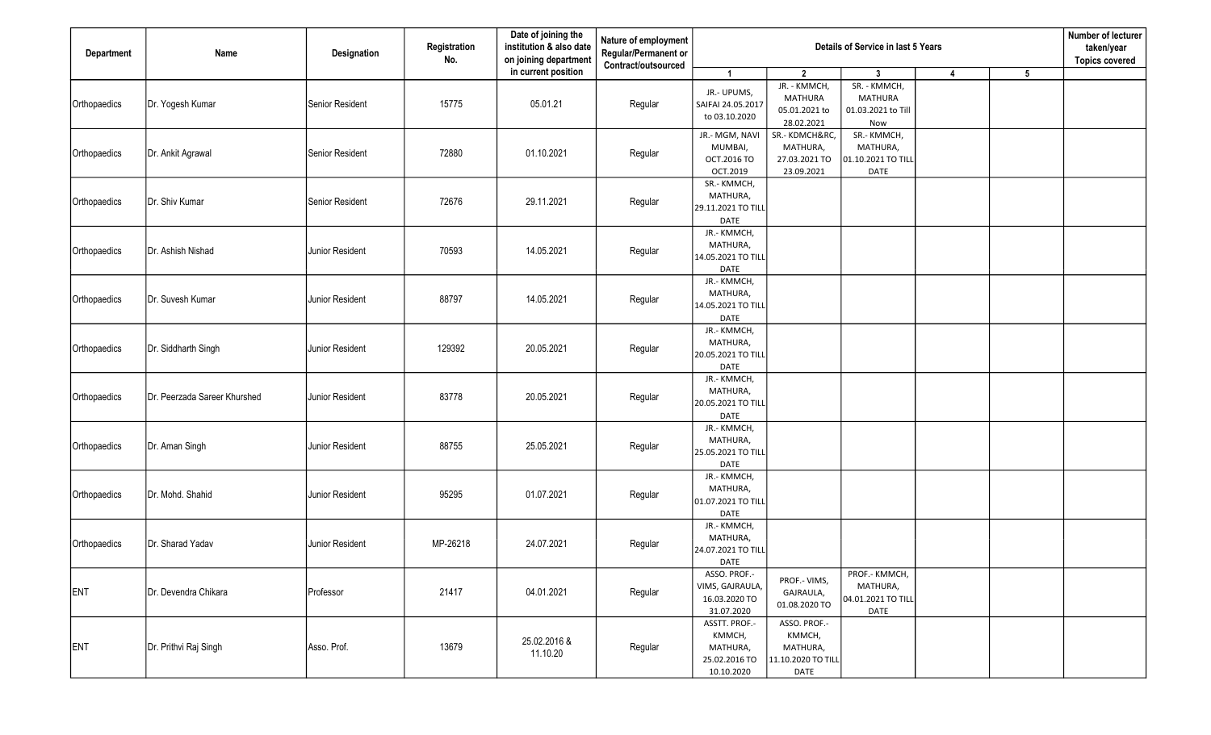| Department | Name | Designation | Registration No. | Date of joining the institution & also date on joining department in current position | Nature of employment Regular/Permanent or Contract/outsourced | Details of Service in last 5 Years | | | | | Number of lecturer taken/year Topics covered |
|---|---|---|---|---|---|---|---|---|---|---|---|
| | | | | | | 1 | 2 | 3 | 4 | 5 | |
| Orthopaedics | Dr. Yogesh Kumar | Senior Resident | 15775 | 05.01.21 | Regular | JR.- UPUMS, SAIFAI 24.05.2017 to 03.10.2020 | JR. - KMMCH, MATHURA 05.01.2021 to 28.02.2021 | SR. - KMMCH, MATHURA 01.03.2021 to Till Now | | | |
| Orthopaedics | Dr. Ankit Agrawal | Senior Resident | 72880 | 01.10.2021 | Regular | JR.- MGM, NAVI MUMBAI, OCT.2016 TO OCT.2019 | SR.- KDMCH&RC, MATHURA, 27.03.2021 TO 23.09.2021 | SR.- KMMCH, MATHURA, 01.10.2021 TO TILL DATE | | | |
| Orthopaedics | Dr. Shiv Kumar | Senior Resident | 72676 | 29.11.2021 | Regular | SR.- KMMCH, MATHURA, 29.11.2021 TO TILL DATE | | | | | |
| Orthopaedics | Dr. Ashish Nishad | Junior Resident | 70593 | 14.05.2021 | Regular | JR.- KMMCH, MATHURA, 14.05.2021 TO TILL DATE | | | | | |
| Orthopaedics | Dr. Suvesh Kumar | Junior Resident | 88797 | 14.05.2021 | Regular | JR.- KMMCH, MATHURA, 14.05.2021 TO TILL DATE | | | | | |
| Orthopaedics | Dr. Siddharth Singh | Junior Resident | 129392 | 20.05.2021 | Regular | JR.- KMMCH, MATHURA, 20.05.2021 TO TILL DATE | | | | | |
| Orthopaedics | Dr. Peerzada Sareer Khurshed | Junior Resident | 83778 | 20.05.2021 | Regular | JR.- KMMCH, MATHURA, 20.05.2021 TO TILL DATE | | | | | |
| Orthopaedics | Dr. Aman Singh | Junior Resident | 88755 | 25.05.2021 | Regular | JR.- KMMCH, MATHURA, 25.05.2021 TO TILL DATE | | | | | |
| Orthopaedics | Dr. Mohd. Shahid | Junior Resident | 95295 | 01.07.2021 | Regular | JR.- KMMCH, MATHURA, 01.07.2021 TO TILL DATE | | | | | |
| Orthopaedics | Dr. Sharad Yadav | Junior Resident | MP-26218 | 24.07.2021 | Regular | JR.- KMMCH, MATHURA, 24.07.2021 TO TILL DATE | | | | | |
| ENT | Dr. Devendra Chikara | Professor | 21417 | 04.01.2021 | Regular | ASSO. PROF.- VIMS, GAJRAULA, 16.03.2020 TO 31.07.2020 | PROF.- VIMS, GAJRAULA, 01.08.2020 TO | PROF.- KMMCH, MATHURA, 04.01.2021 TO TILL DATE | | | |
| ENT | Dr. Prithvi Raj Singh | Asso. Prof. | 13679 | 25.02.2016 & 11.10.20 | Regular | ASSTT. PROF.- KMMCH, MATHURA, 25.02.2016 TO 10.10.2020 | ASSO. PROF.- KMMCH, MATHURA, 11.10.2020 TO TILL DATE | | | | |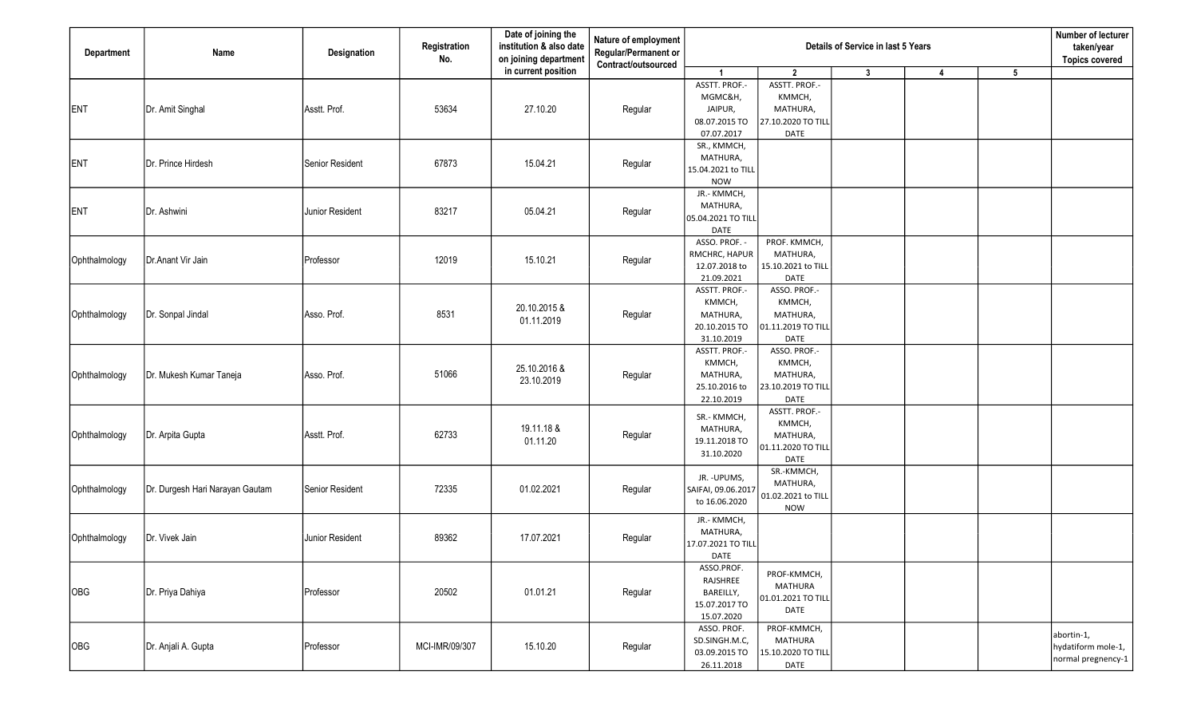| Department | Name | Designation | Registration No. | Date of joining the institution & also date on joining department in current position | Nature of employment Regular/Permanent or Contract/outsourced | Details of Service in last 5 Years | | | | | Number of lecturer taken/year Topics covered |
|---|---|---|---|---|---|---|---|---|---|---|---|
| | | | | | | 1 | 2 | 3 | 4 | 5 | |
| ENT | Dr. Amit Singhal | Asstt. Prof. | 53634 | 27.10.20 | Regular | ASSTT. PROF.- MGMC&H, JAIPUR, 08.07.2015 TO 07.07.2017 | ASSTT. PROF.- KMMCH, MATHURA, 27.10.2020 TO TILL DATE | | | | |
| ENT | Dr. Prince Hirdesh | Senior Resident | 67873 | 15.04.21 | Regular | SR., KMMCH, MATHURA, 15.04.2021 to TILL NOW | | | | | |
| ENT | Dr. Ashwini | Junior Resident | 83217 | 05.04.21 | Regular | JR.- KMMCH, MATHURA, 05.04.2021 TO TILL DATE | | | | | |
| Ophthalmology | Dr.Anant Vir Jain | Professor | 12019 | 15.10.21 | Regular | ASSO. PROF. - RMCHRC, HAPUR 12.07.2018 to 21.09.2021 | PROF. KMMCH, MATHURA, 15.10.2021 to TILL DATE | | | | |
| Ophthalmology | Dr. Sonpal Jindal | Asso. Prof. | 8531 | 20.10.2015 & 01.11.2019 | Regular | ASSTT. PROF.- KMMCH, MATHURA, 20.10.2015 TO 31.10.2019 | ASSO. PROF.- KMMCH, MATHURA, 01.11.2019 TO TILL DATE | | | | |
| Ophthalmology | Dr. Mukesh Kumar Taneja | Asso. Prof. | 51066 | 25.10.2016 & 23.10.2019 | Regular | ASSTT. PROF.- KMMCH, MATHURA, 25.10.2016 to 22.10.2019 | ASSO. PROF.- KMMCH, MATHURA, 23.10.2019 TO TILL DATE | | | | |
| Ophthalmology | Dr. Arpita Gupta | Asstt. Prof. | 62733 | 19.11.18 & 01.11.20 | Regular | SR.- KMMCH, MATHURA, 19.11.2018 TO 31.10.2020 | ASSTT. PROF.- KMMCH, MATHURA, 01.11.2020 TO TILL DATE | | | | |
| Ophthalmology | Dr. Durgesh Hari Narayan Gautam | Senior Resident | 72335 | 01.02.2021 | Regular | JR. -UPUMS, SAIFAI, 09.06.2017 to 16.06.2020 | SR.-KMMCH, MATHURA, 01.02.2021 to TILL NOW | | | | |
| Ophthalmology | Dr. Vivek Jain | Junior Resident | 89362 | 17.07.2021 | Regular | JR.- KMMCH, MATHURA, 17.07.2021 TO TILL DATE | | | | | |
| OBG | Dr. Priya Dahiya | Professor | 20502 | 01.01.21 | Regular | ASSO.PROF. RAJSHREE BAREILLY, 15.07.2017 TO 15.07.2020 | PROF-KMMCH, MATHURA 01.01.2021 TO TILL DATE | | | | |
| OBG | Dr. Anjali A. Gupta | Professor | MCI-IMR/09/307 | 15.10.20 | Regular | ASSO. PROF. SD.SINGH.M.C, 03.09.2015 TO 26.11.2018 | PROF-KMMCH, MATHURA 15.10.2020 TO TILL DATE | | | | abortin-1, hydatiform mole-1, normal pregnency-1 |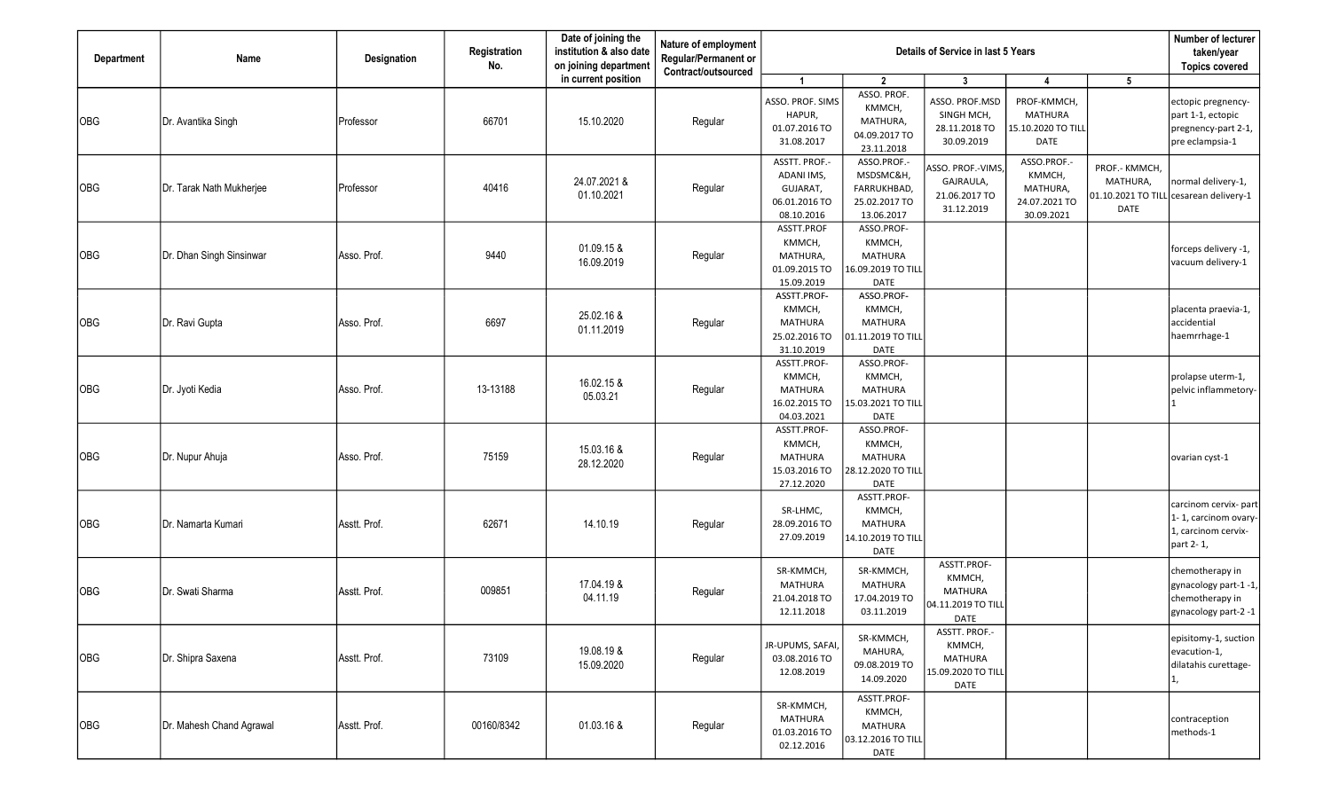| Department | Name | Designation | Registration No. | Date of joining the institution & also date on joining department in current position | Nature of employment Regular/Permanent or Contract/outsourced | Details of Service in last 5 Years | | | | | Number of lecturer taken/year Topics covered |
|---|---|---|---|---|---|---|---|---|---|---|---|
| | | | | | | 1 | 2 | 3 | 4 | 5 | |
| OBG | Dr. Avantika Singh | Professor | 66701 | 15.10.2020 | Regular | ASSO. PROF. SIMS HAPUR, 01.07.2016 TO 31.08.2017 | ASSO. PROF. KMMCH, MATHURA, 04.09.2017 TO 23.11.2018 | ASSO. PROF.MSD SINGH MCH, 28.11.2018 TO 30.09.2019 | PROF-KMMCH, MATHURA 15.10.2020 TO TILL DATE | | ectopic pregnency-part 1-1, ectopic pregnency-part 2-1, pre eclampsia-1 |
| OBG | Dr. Tarak Nath Mukherjee | Professor | 40416 | 24.07.2021 & 01.10.2021 | Regular | ASSTT. PROF.-ADANI IMS, GUJARAT, 06.01.2016 TO 08.10.2016 | ASSO.PROF.-MSDSMC&H, FARRUKHBAD, 25.02.2017 TO 13.06.2017 | ASSO. PROF.-VIMS, GAJRAULA, 21.06.2017 TO 31.12.2019 | ASSO.PROF.-KMMCH, MATHURA, 24.07.2021 TO 30.09.2021 | PROF.- KMMCH, MATHURA, 01.10.2021 TO TILL DATE | normal delivery-1, cesarean delivery-1 |
| OBG | Dr. Dhan Singh Sinsinwar | Asso. Prof. | 9440 | 01.09.15 & 16.09.2019 | Regular | ASSTT.PROF KMMCH, MATHURA, 01.09.2015 TO 15.09.2019 | ASSO.PROF-KMMCH, MATHURA 16.09.2019 TO TILL DATE | | | | forceps delivery -1, vacuum delivery-1 |
| OBG | Dr. Ravi Gupta | Asso. Prof. | 6697 | 25.02.16 & 01.11.2019 | Regular | ASSTT.PROF-KMMCH, MATHURA 25.02.2016 TO 31.10.2019 | ASSO.PROF-KMMCH, MATHURA 01.11.2019 TO TILL DATE | | | | placenta praevia-1, accidential haemrrhage-1 |
| OBG | Dr. Jyoti Kedia | Asso. Prof. | 13-13188 | 16.02.15 & 05.03.21 | Regular | ASSTT.PROF-KMMCH, MATHURA 16.02.2015 TO 04.03.2021 | ASSO.PROF-KMMCH, MATHURA 15.03.2021 TO TILL DATE | | | | prolapse uterm-1, pelvic inflammetory-1 |
| OBG | Dr. Nupur Ahuja | Asso. Prof. | 75159 | 15.03.16 & 28.12.2020 | Regular | ASSTT.PROF-KMMCH, MATHURA 15.03.2016 TO 27.12.2020 | ASSO.PROF-KMMCH, MATHURA 28.12.2020 TO TILL DATE | | | | ovarian cyst-1 |
| OBG | Dr. Namarta Kumari | Asstt. Prof. | 62671 | 14.10.19 | Regular | SR-LHMC, 28.09.2016 TO 27.09.2019 | ASSTT.PROF-KMMCH, MATHURA 14.10.2019 TO TILL DATE | | | | carcinom cervix- part 1- 1, carcinom ovary-1, carcinom cervix-part 2- 1, |
| OBG | Dr. Swati Sharma | Asstt. Prof. | 009851 | 17.04.19 & 04.11.19 | Regular | SR-KMMCH, MATHURA 21.04.2018 TO 12.11.2018 | SR-KMMCH, MATHURA 17.04.2019 TO 03.11.2019 | ASSTT.PROF-KMMCH, MATHURA 04.11.2019 TO TILL DATE | | | chemotherapy in gynacology part-1 -1, chemotherapy in gynacology part-2 -1 |
| OBG | Dr. Shipra Saxena | Asstt. Prof. | 73109 | 19.08.19 & 15.09.2020 | Regular | JR-UPUMS, SAFAI, 03.08.2016 TO 12.08.2019 | SR-KMMCH, MAHURA, 09.08.2019 TO 14.09.2020 | ASSTT. PROF.-KMMCH, MATHURA 15.09.2020 TO TILL DATE | | | episitomy-1, suction evacution-1, dilatahis curettage-1, |
| OBG | Dr. Mahesh Chand Agrawal | Asstt. Prof. | 00160/8342 | 01.03.16 & | Regular | SR-KMMCH, MATHURA 01.03.2016 TO 02.12.2016 | ASSTT.PROF-KMMCH, MATHURA 03.12.2016 TO TILL DATE | | | | contraception methods-1 |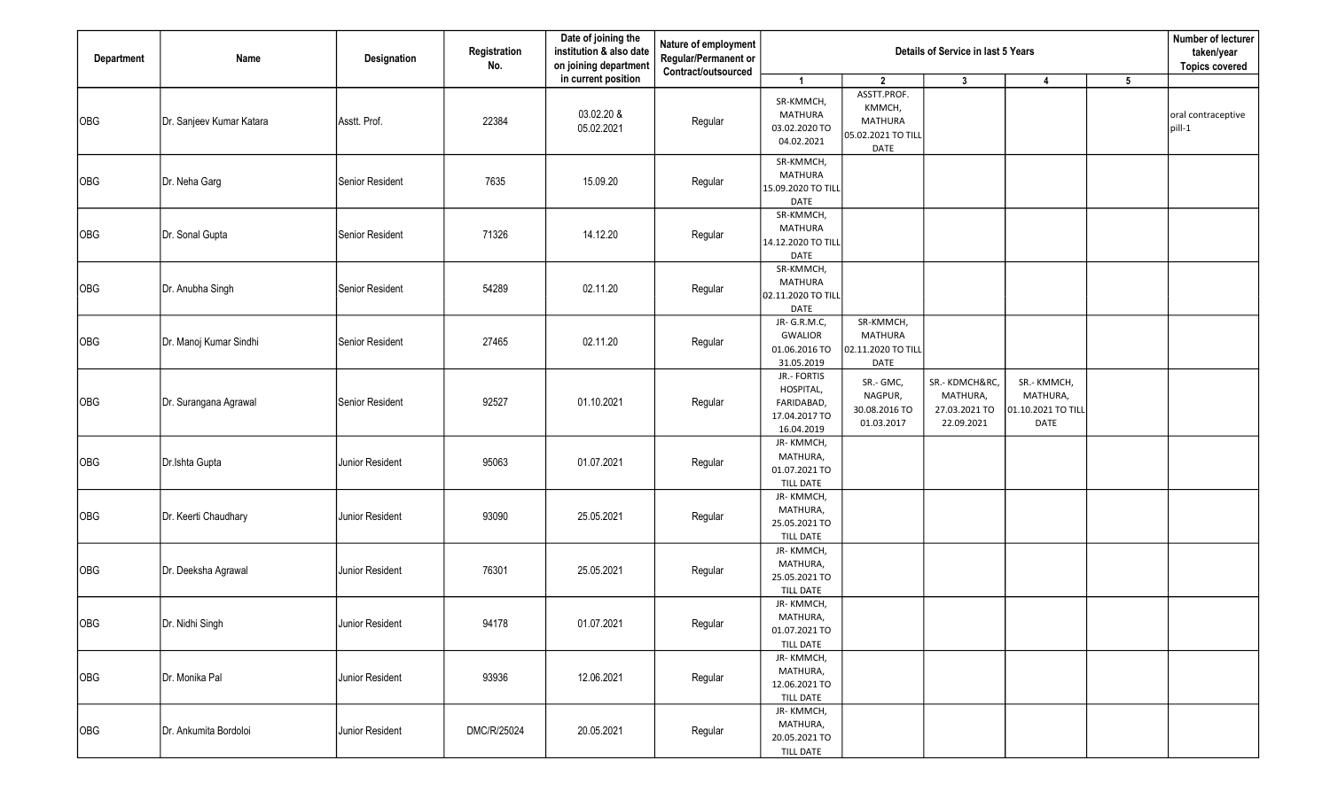| Department | Name | Designation | Registration No. | Date of joining the institution & also date on joining department in current position | Nature of employment Regular/Permanent or Contract/outsourced | Details of Service in last 5 Years | | | | | Number of lecturer taken/year Topics covered |
|---|---|---|---|---|---|---|---|---|---|---|---|
| | | | | | | 1 | 2 | 3 | 4 | 5 | |
| OBG | Dr. Sanjeev Kumar Katara | Asstt. Prof. | 22384 | 03.02.20 & 05.02.2021 | Regular | SR-KMMCH, MATHURA 03.02.2020 TO 04.02.2021 | ASSTT.PROF. KMMCH, MATHURA 05.02.2021 TO TILL DATE | | | | oral contraceptive pill-1 |
| OBG | Dr. Neha Garg | Senior Resident | 7635 | 15.09.20 | Regular | SR-KMMCH, MATHURA 15.09.2020 TO TILL DATE | | | | | |
| OBG | Dr. Sonal Gupta | Senior Resident | 71326 | 14.12.20 | Regular | SR-KMMCH, MATHURA 14.12.2020 TO TILL DATE | | | | | |
| OBG | Dr. Anubha Singh | Senior Resident | 54289 | 02.11.20 | Regular | SR-KMMCH, MATHURA 02.11.2020 TO TILL DATE | | | | | |
| OBG | Dr. Manoj Kumar Sindhi | Senior Resident | 27465 | 02.11.20 | Regular | JR- G.R.M.C, GWALIOR 01.06.2016 TO 31.05.2019 | SR-KMMCH, MATHURA 02.11.2020 TO TILL DATE | | | | |
| OBG | Dr. Surangana Agrawal | Senior Resident | 92527 | 01.10.2021 | Regular | JR.- FORTIS HOSPITAL, FARIDABAD, 17.04.2017 TO 16.04.2019 | SR.- GMC, NAGPUR, 30.08.2016 TO 01.03.2017 | SR.- KDMCH&RC, MATHURA, 27.03.2021 TO 22.09.2021 | SR.- KMMCH, MATHURA, 01.10.2021 TO TILL DATE | | |
| OBG | Dr.Ishta Gupta | Junior Resident | 95063 | 01.07.2021 | Regular | JR- KMMCH, MATHURA, 01.07.2021 TO TILL DATE | | | | | |
| OBG | Dr. Keerti Chaudhary | Junior Resident | 93090 | 25.05.2021 | Regular | JR- KMMCH, MATHURA, 25.05.2021 TO TILL DATE | | | | | |
| OBG | Dr. Deeksha Agrawal | Junior Resident | 76301 | 25.05.2021 | Regular | JR- KMMCH, MATHURA, 25.05.2021 TO TILL DATE | | | | | |
| OBG | Dr. Nidhi Singh | Junior Resident | 94178 | 01.07.2021 | Regular | JR- KMMCH, MATHURA, 01.07.2021 TO TILL DATE | | | | | |
| OBG | Dr. Monika Pal | Junior Resident | 93936 | 12.06.2021 | Regular | JR- KMMCH, MATHURA, 12.06.2021 TO TILL DATE | | | | | |
| OBG | Dr. Ankumita Bordoloi | Junior Resident | DMC/R/25024 | 20.05.2021 | Regular | JR- KMMCH, MATHURA, 20.05.2021 TO TILL DATE | | | | | |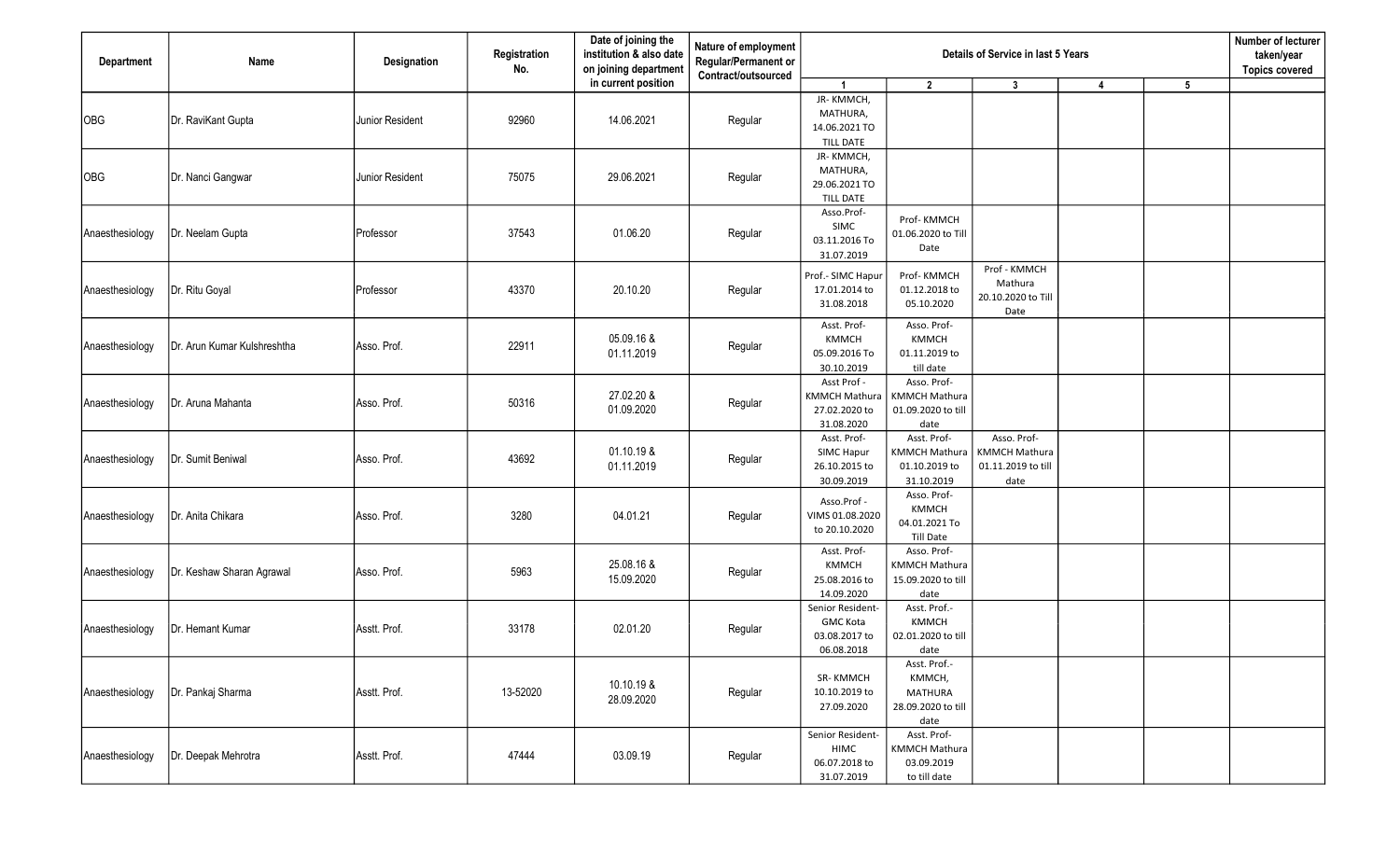| Department | Name | Designation | Registration No. | Date of joining the institution & also date on joining department in current position | Nature of employment Regular/Permanent or Contract/outsourced | Details of Service in last 5 Years | | | | | Number of lecturer taken/year Topics covered |
|---|---|---|---|---|---|---|---|---|---|---|---|
| | | | | | | 1 | 2 | 3 | 4 | 5 | |
| OBG | Dr. RaviKant Gupta | Junior Resident | 92960 | 14.06.2021 | Regular | JR- KMMCH, MATHURA, 14.06.2021 TO TILL DATE | | | | | |
| OBG | Dr. Nanci Gangwar | Junior Resident | 75075 | 29.06.2021 | Regular | JR- KMMCH, MATHURA, 29.06.2021 TO TILL DATE | | | | | |
| Anaesthesiology | Dr. Neelam Gupta | Professor | 37543 | 01.06.20 | Regular | Asso.Prof- SIMC 03.11.2016 To 31.07.2019 | Prof- KMMCH 01.06.2020 to Till Date | | | | |
| Anaesthesiology | Dr. Ritu Goyal | Professor | 43370 | 20.10.20 | Regular | Prof.- SIMC Hapur 17.01.2014 to 31.08.2018 | Prof- KMMCH 01.12.2018 to 05.10.2020 | Prof - KMMCH Mathura 20.10.2020 to Till Date | | | |
| Anaesthesiology | Dr. Arun Kumar Kulshreshtha | Asso. Prof. | 22911 | 05.09.16 & 01.11.2019 | Regular | Asst. Prof- KMMCH 05.09.2016 To 30.10.2019 | Asso. Prof- KMMCH 01.11.2019 to till date | | | | |
| Anaesthesiology | Dr. Aruna Mahanta | Asso. Prof. | 50316 | 27.02.20 & 01.09.2020 | Regular | Asst Prof - KMMCH Mathura 27.02.2020 to 31.08.2020 | Asso. Prof- KMMCH Mathura 01.09.2020 to till date | | | | |
| Anaesthesiology | Dr. Sumit Beniwal | Asso. Prof. | 43692 | 01.10.19 & 01.11.2019 | Regular | Asst. Prof- SIMC Hapur 26.10.2015 to 30.09.2019 | Asst. Prof- KMMCH Mathura 01.10.2019 to 31.10.2019 | Asso. Prof- KMMCH Mathura 01.11.2019 to till date | | | |
| Anaesthesiology | Dr. Anita Chikara | Asso. Prof. | 3280 | 04.01.21 | Regular | Asso.Prof - VIMS 01.08.2020 to 20.10.2020 | Asso. Prof- KMMCH 04.01.2021 To Till Date | | | | |
| Anaesthesiology | Dr. Keshaw Sharan Agrawal | Asso. Prof. | 5963 | 25.08.16 & 15.09.2020 | Regular | Asst. Prof- KMMCH 25.08.2016 to 14.09.2020 | Asso. Prof- KMMCH Mathura 15.09.2020 to till date | | | | |
| Anaesthesiology | Dr. Hemant Kumar | Asstt. Prof. | 33178 | 02.01.20 | Regular | Senior Resident- GMC Kota 03.08.2017 to 06.08.2018 | Asst. Prof.- KMMCH 02.01.2020 to till date | | | | |
| Anaesthesiology | Dr. Pankaj Sharma | Asstt. Prof. | 13-52020 | 10.10.19 & 28.09.2020 | Regular | SR- KMMCH 10.10.2019 to 27.09.2020 | Asst. Prof.- KMMCH, MATHURA 28.09.2020 to till date | | | | |
| Anaesthesiology | Dr. Deepak Mehrotra | Asstt. Prof. | 47444 | 03.09.19 | Regular | Senior Resident- HIMC 06.07.2018 to 31.07.2019 | Asst. Prof- KMMCH Mathura 03.09.2019 to till date | | | | |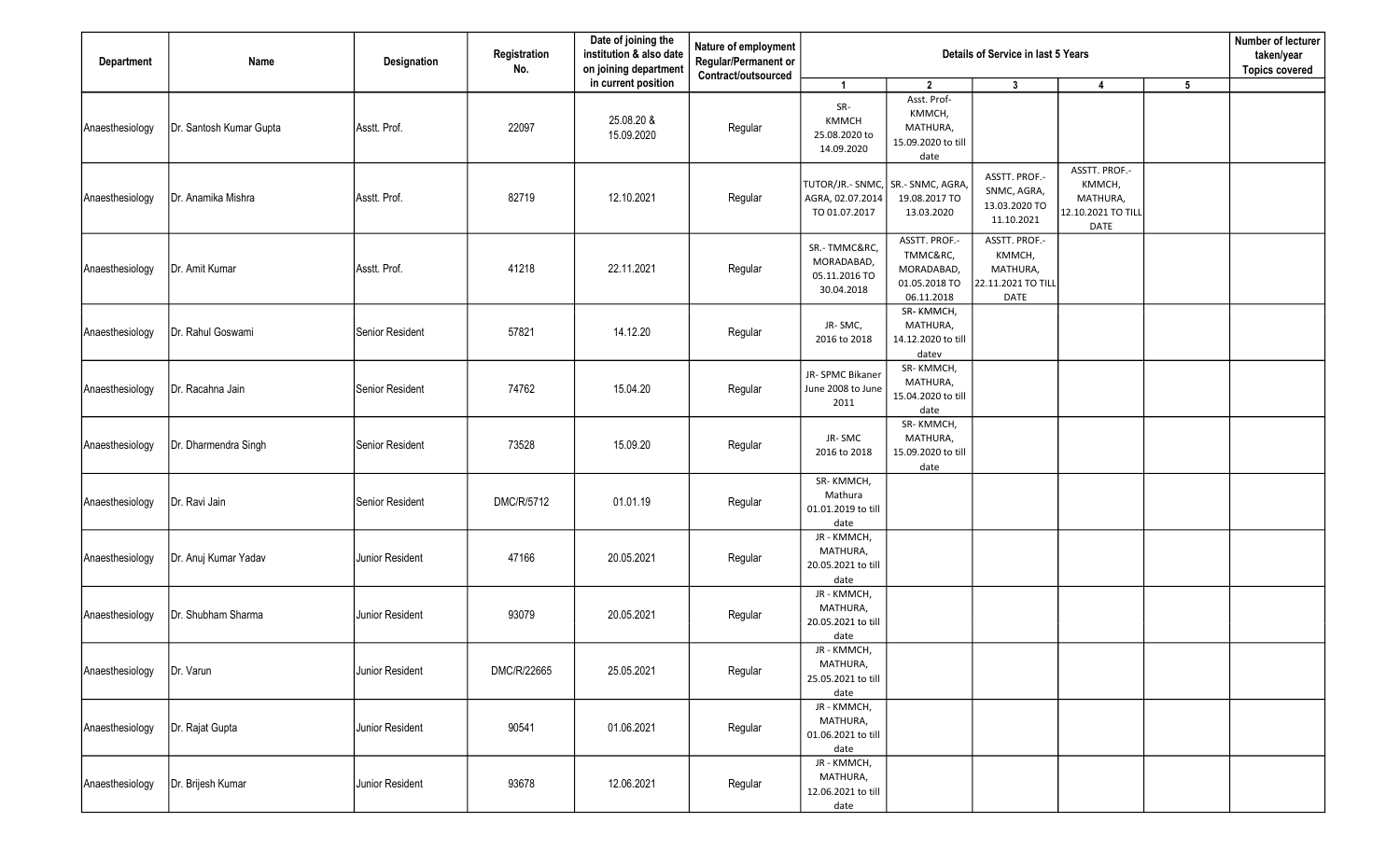| Department | Name | Designation | Registration No. | Date of joining the institution & also date on joining department in current position | Nature of employment Regular/Permanent or Contract/outsourced | Details of Service in last 5 Years | | | | | Number of lecturer taken/year Topics covered |
|---|---|---|---|---|---|---|---|---|---|---|---|
| | | | | | | 1 | 2 | 3 | 4 | 5 | |
| Anaesthesiology | Dr. Santosh Kumar Gupta | Asstt. Prof. | 22097 | 25.08.20 & 15.09.2020 | Regular | SR- KMMCH 25.08.2020 to 14.09.2020 | Asst. Prof- KMMCH, MATHURA, 15.09.2020 to till date | | | | |
| Anaesthesiology | Dr. Anamika Mishra | Asstt. Prof. | 82719 | 12.10.2021 | Regular | TUTOR/JR.- SNMC, AGRA, 02.07.2014 TO 01.07.2017 | SR.- SNMC, AGRA, 19.08.2017 TO 13.03.2020 | ASSTT. PROF.- SNMC, AGRA, 13.03.2020 TO 11.10.2021 | ASSTT. PROF.- KMMCH, MATHURA, 12.10.2021 TO TILL DATE | | |
| Anaesthesiology | Dr. Amit Kumar | Asstt. Prof. | 41218 | 22.11.2021 | Regular | SR.- TMMC&RC, MORADABAD, 05.11.2016 TO 30.04.2018 | ASSTT. PROF.- TMMC&RC, MORADABAD, 01.05.2018 TO 06.11.2018 | ASSTT. PROF.- KMMCH, MATHURA, 22.11.2021 TO TILL DATE | | | |
| Anaesthesiology | Dr. Rahul Goswami | Senior Resident | 57821 | 14.12.20 | Regular | JR- SMC, 2016 to 2018 | SR- KMMCH, MATHURA, 14.12.2020 to till datev | | | | |
| Anaesthesiology | Dr. Racahna Jain | Senior Resident | 74762 | 15.04.20 | Regular | JR- SPMC Bikaner June 2008 to June 2011 | SR- KMMCH, MATHURA, 15.04.2020 to till date | | | | |
| Anaesthesiology | Dr. Dharmendra Singh | Senior Resident | 73528 | 15.09.20 | Regular | JR- SMC 2016 to 2018 | SR- KMMCH, MATHURA, 15.09.2020 to till date | | | | |
| Anaesthesiology | Dr. Ravi Jain | Senior Resident | DMC/R/5712 | 01.01.19 | Regular | SR- KMMCH, Mathura 01.01.2019 to till date | | | | | |
| Anaesthesiology | Dr. Anuj Kumar Yadav | Junior Resident | 47166 | 20.05.2021 | Regular | JR - KMMCH, MATHURA, 20.05.2021 to till date | | | | | |
| Anaesthesiology | Dr. Shubham Sharma | Junior Resident | 93079 | 20.05.2021 | Regular | JR - KMMCH, MATHURA, 20.05.2021 to till date | | | | | |
| Anaesthesiology | Dr. Varun | Junior Resident | DMC/R/22665 | 25.05.2021 | Regular | JR - KMMCH, MATHURA, 25.05.2021 to till date | | | | | |
| Anaesthesiology | Dr. Rajat Gupta | Junior Resident | 90541 | 01.06.2021 | Regular | JR - KMMCH, MATHURA, 01.06.2021 to till date | | | | | |
| Anaesthesiology | Dr. Brijesh Kumar | Junior Resident | 93678 | 12.06.2021 | Regular | JR - KMMCH, MATHURA, 12.06.2021 to till date | | | | | |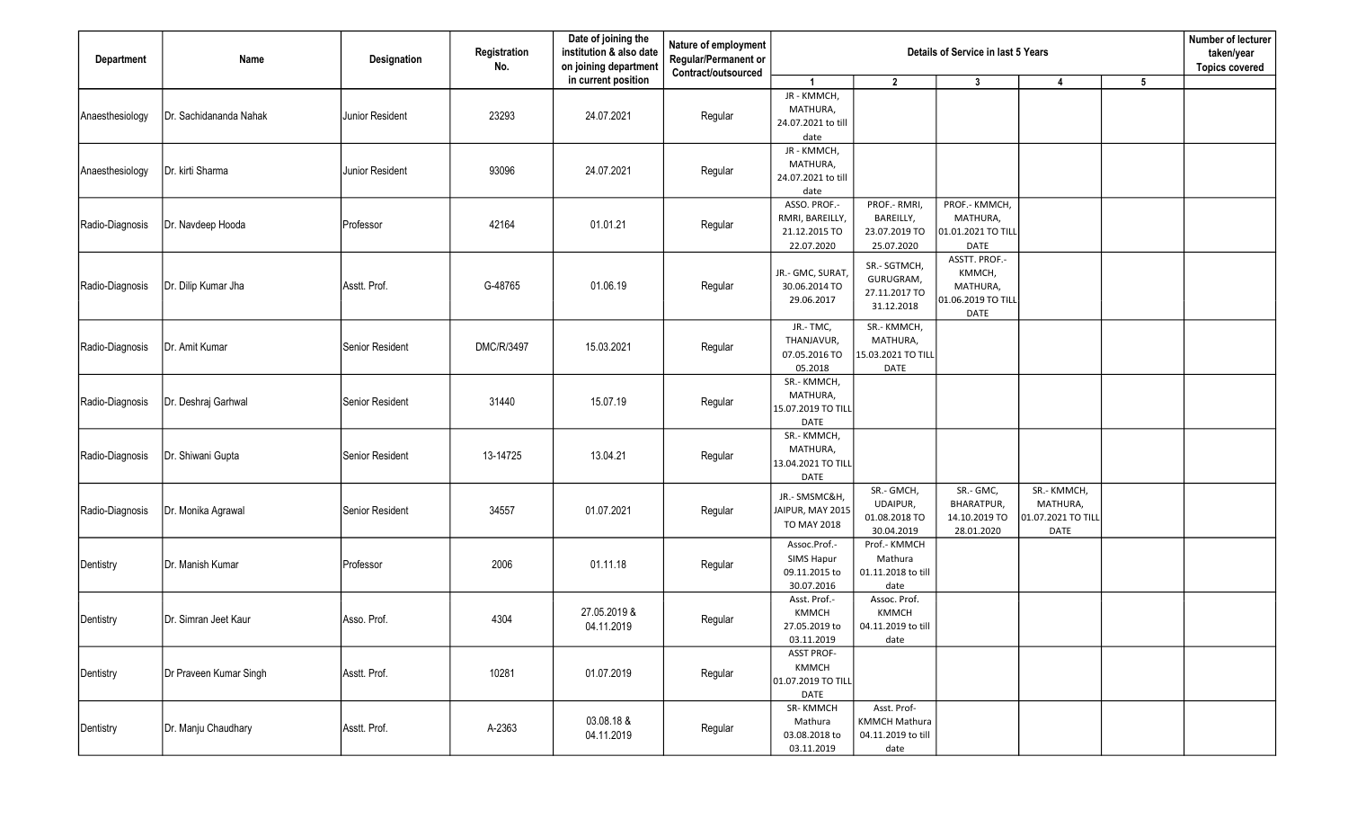| Department | Name | Designation | Registration No. | Date of joining the institution & also date on joining department in current position | Nature of employment Regular/Permanent or Contract/outsourced | Details of Service in last 5 Years | | | | | Number of lecturer taken/year Topics covered |
|---|---|---|---|---|---|---|---|---|---|---|---|
| | | | | | | 1 | 2 | 3 | 4 | 5 | |
| Anaesthesiology | Dr. Sachidananda Nahak | Junior Resident | 23293 | 24.07.2021 | Regular | JR - KMMCH, MATHURA, 24.07.2021 to till date | | | | | |
| Anaesthesiology | Dr. kirti Sharma | Junior Resident | 93096 | 24.07.2021 | Regular | JR - KMMCH, MATHURA, 24.07.2021 to till date | | | | | |
| Radio-Diagnosis | Dr. Navdeep Hooda | Professor | 42164 | 01.01.21 | Regular | ASSO. PROF.- RMRI, BAREILLY, 21.12.2015 TO 22.07.2020 | PROF.- RMRI, BAREILLY, 23.07.2019 TO 25.07.2020 | PROF.- KMMCH, MATHURA, 01.01.2021 TO TILL DATE | | | |
| Radio-Diagnosis | Dr. Dilip Kumar Jha | Asstt. Prof. | G-48765 | 01.06.19 | Regular | JR.- GMC, SURAT, 30.06.2014 TO 29.06.2017 | SR.- SGTMCH, GURUGRAM, 27.11.2017 TO 31.12.2018 | ASSTT. PROF.- KMMCH, MATHURA, 01.06.2019 TO TILL DATE | | | |
| Radio-Diagnosis | Dr. Amit Kumar | Senior Resident | DMC/R/3497 | 15.03.2021 | Regular | JR.- TMC, THANJAVUR, 07.05.2016 TO 05.2018 | SR.- KMMCH, MATHURA, 15.03.2021 TO TILL DATE | | | | |
| Radio-Diagnosis | Dr. Deshraj Garhwal | Senior Resident | 31440 | 15.07.19 | Regular | SR.- KMMCH, MATHURA, 15.07.2019 TO TILL DATE | | | | | |
| Radio-Diagnosis | Dr. Shiwani Gupta | Senior Resident | 13-14725 | 13.04.21 | Regular | SR.- KMMCH, MATHURA, 13.04.2021 TO TILL DATE | | | | | |
| Radio-Diagnosis | Dr. Monika Agrawal | Senior Resident | 34557 | 01.07.2021 | Regular | JR.- SMSMC&H, JAIPUR, MAY 2015 TO MAY 2018 | SR.- GMCH, UDAIPUR, 01.08.2018 TO 30.04.2019 | SR.- GMC, BHARATPUR, 14.10.2019 TO 28.01.2020 | SR.- KMMCH, MATHURA, 01.07.2021 TO TILL DATE | | |
| Dentistry | Dr. Manish Kumar | Professor | 2006 | 01.11.18 | Regular | Assoc.Prof.- SIMS Hapur 09.11.2015 to 30.07.2016 | Prof.- KMMCH Mathura 01.11.2018 to till date | | | | |
| Dentistry | Dr. Simran Jeet Kaur | Asso. Prof. | 4304 | 27.05.2019 & 04.11.2019 | Regular | Asst. Prof.- KMMCH 27.05.2019 to 03.11.2019 | Assoc. Prof. KMMCH 04.11.2019 to till date | | | | |
| Dentistry | Dr Praveen Kumar Singh | Asstt. Prof. | 10281 | 01.07.2019 | Regular | ASST PROF- KMMCH 01.07.2019 TO TILL DATE | | | | | |
| Dentistry | Dr. Manju Chaudhary | Asstt. Prof. | A-2363 | 03.08.18 & 04.11.2019 | Regular | SR- KMMCH Mathura 03.08.2018 to 03.11.2019 | Asst. Prof- KMMCH Mathura 04.11.2019 to till date | | | | |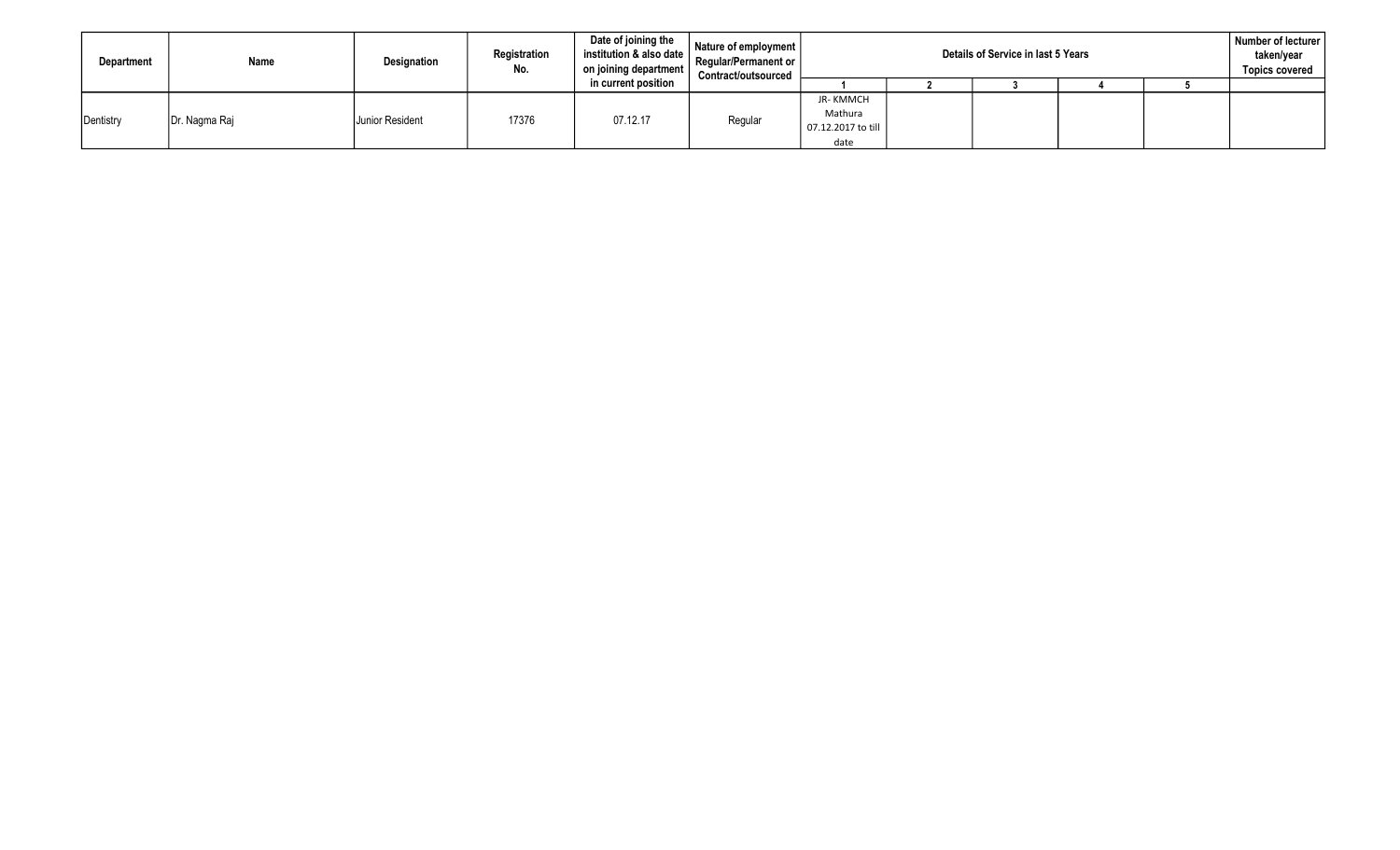| Department | Name | Designation | Registration No. | Date of joining the institution & also date on joining department in current position | Nature of employment Regular/Permanent or Contract/outsourced | Details of Service in last 5 Years | | | | | Number of lecturer taken/year Topics covered |
|---|---|---|---|---|---|---|---|---|---|---|---|
| | | | | | | 1 | 2 | 3 | 4 | 5 | |
| Dentistry | Dr. Nagma Raj | Junior Resident | 17376 | 07.12.17 | Regular | JR- KMMCH Mathura 07.12.2017 to till date | | | | | |